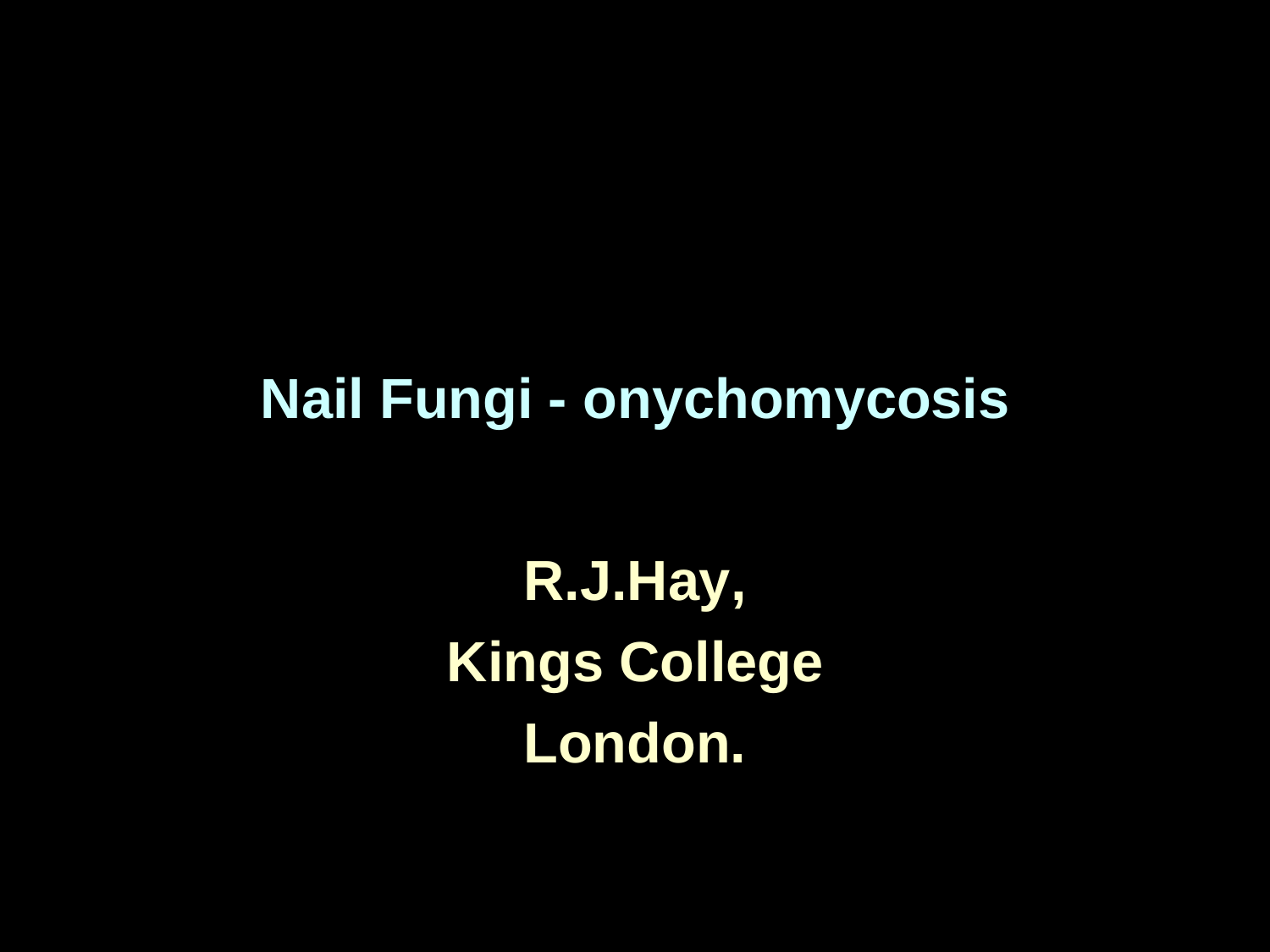# Nail Fungi - onychomycosis

**R.J.Hay,**

**Kings College**

**London.**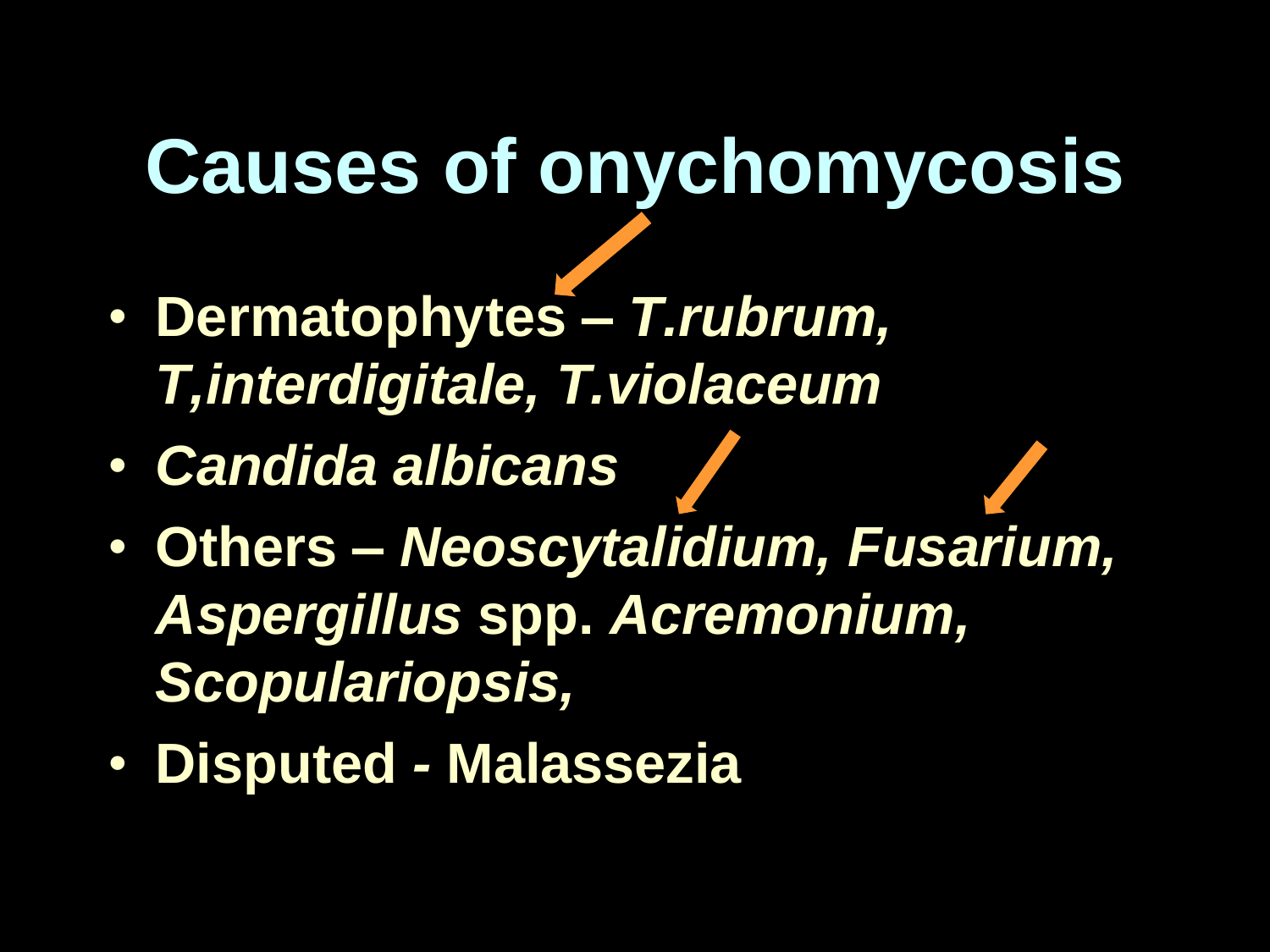# Causes of onychomycosis

- **Dermatophytes –** ***T.rubrum, T,interdigitale, T.violaceum***
- ***Candida albicans***
- **Others –** ***Neoscytalidium, Fusarium, Aspergillus*** **spp.** ***Acremonium, Scopulariopsis,***
- **Disputed - Malassezia**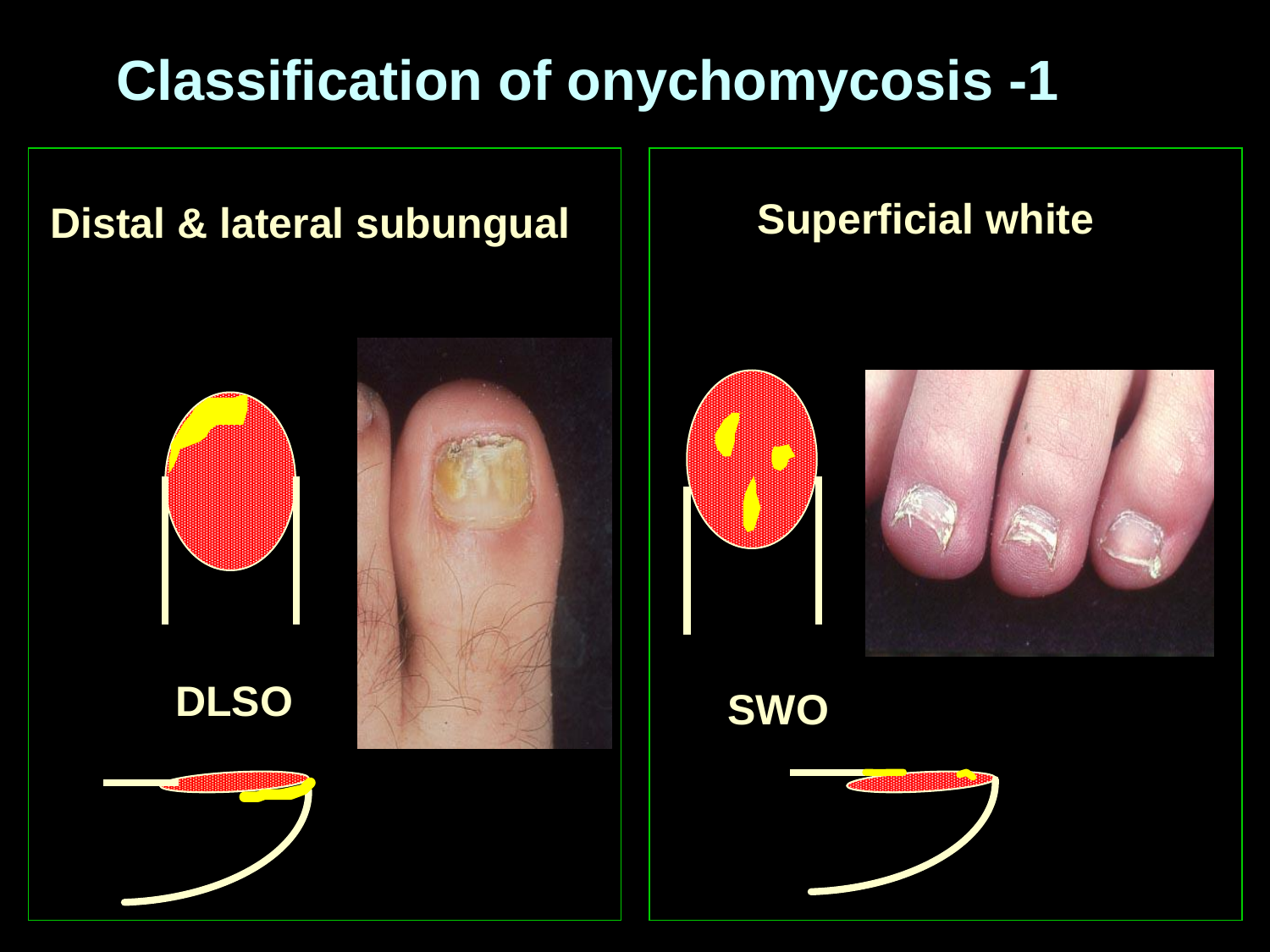# Classification of onychomycosis -1

## Distal & lateral subungual

**DLSO**

## Superficial white

**SWO**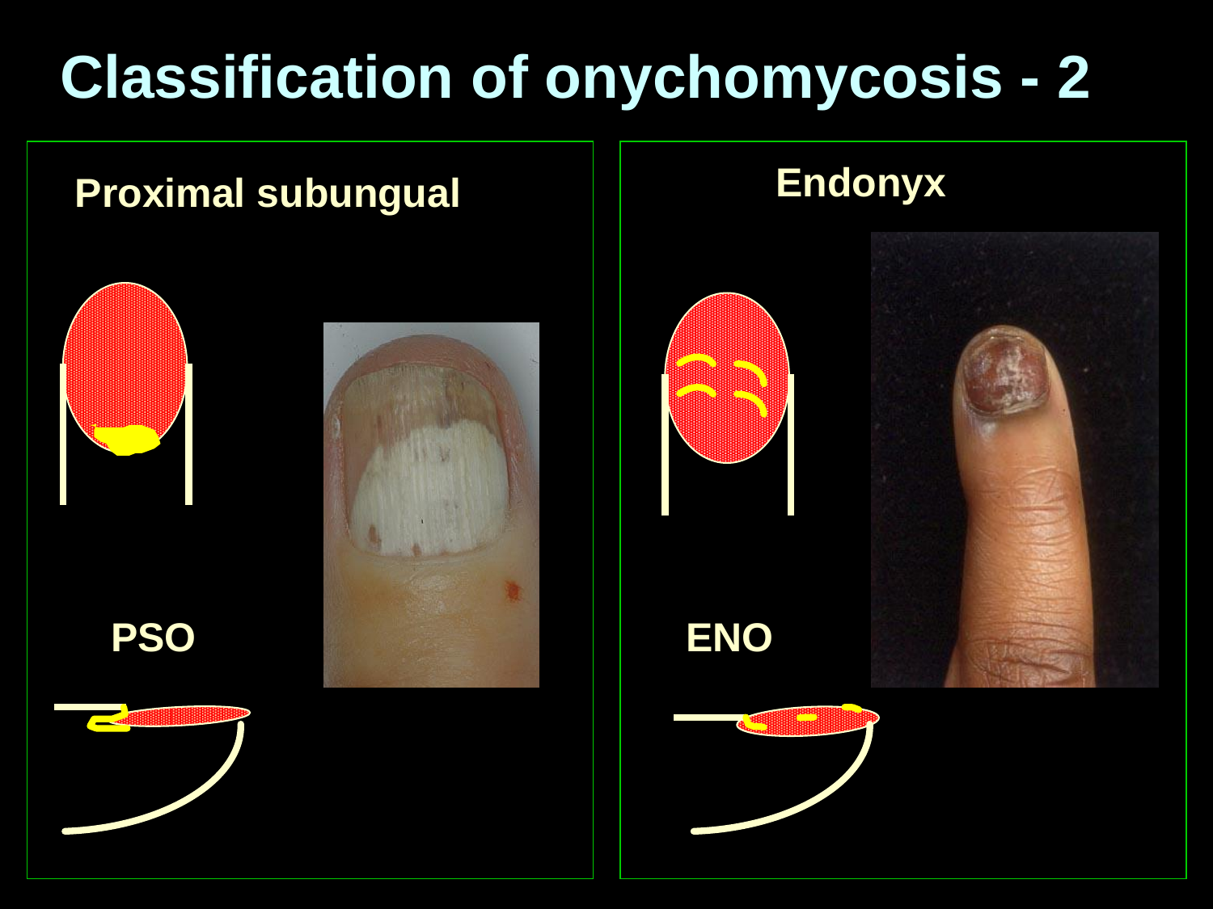# Classification of onychomycosis - 2

## Proximal subungual

PSO

## Endonyx

ENO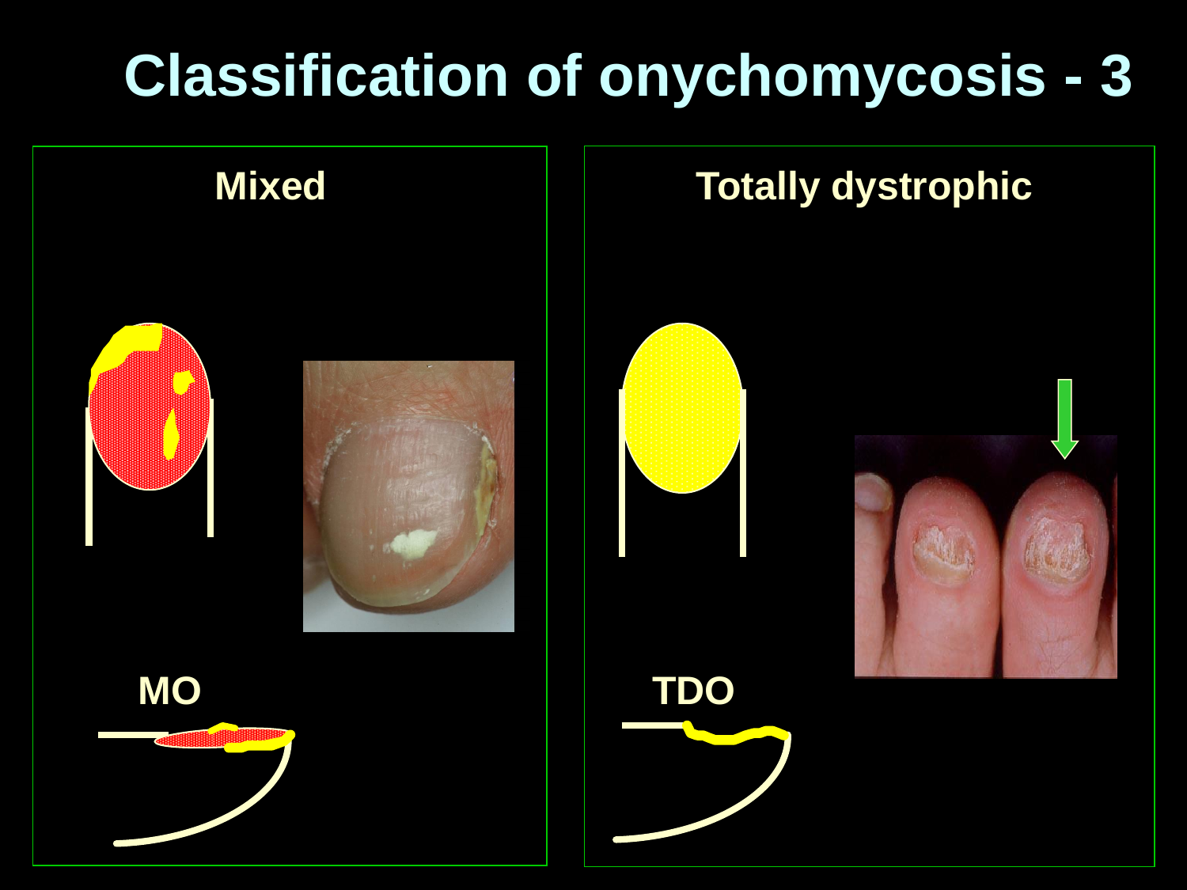# Classification of onychomycosis - 3

## Mixed

MO

## Totally dystrophic

TDO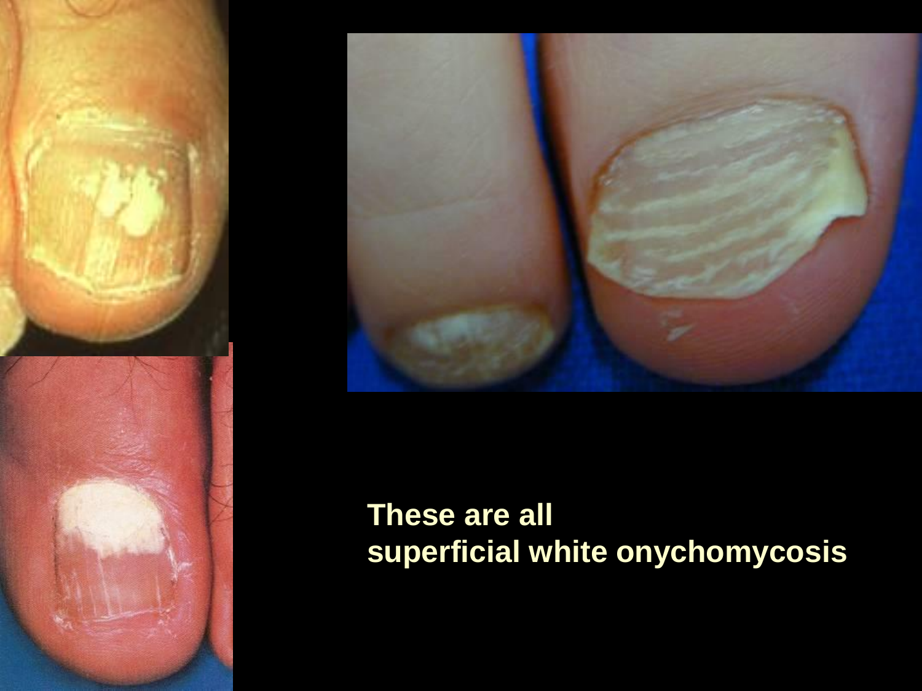**These are all superficial white onychomycosis**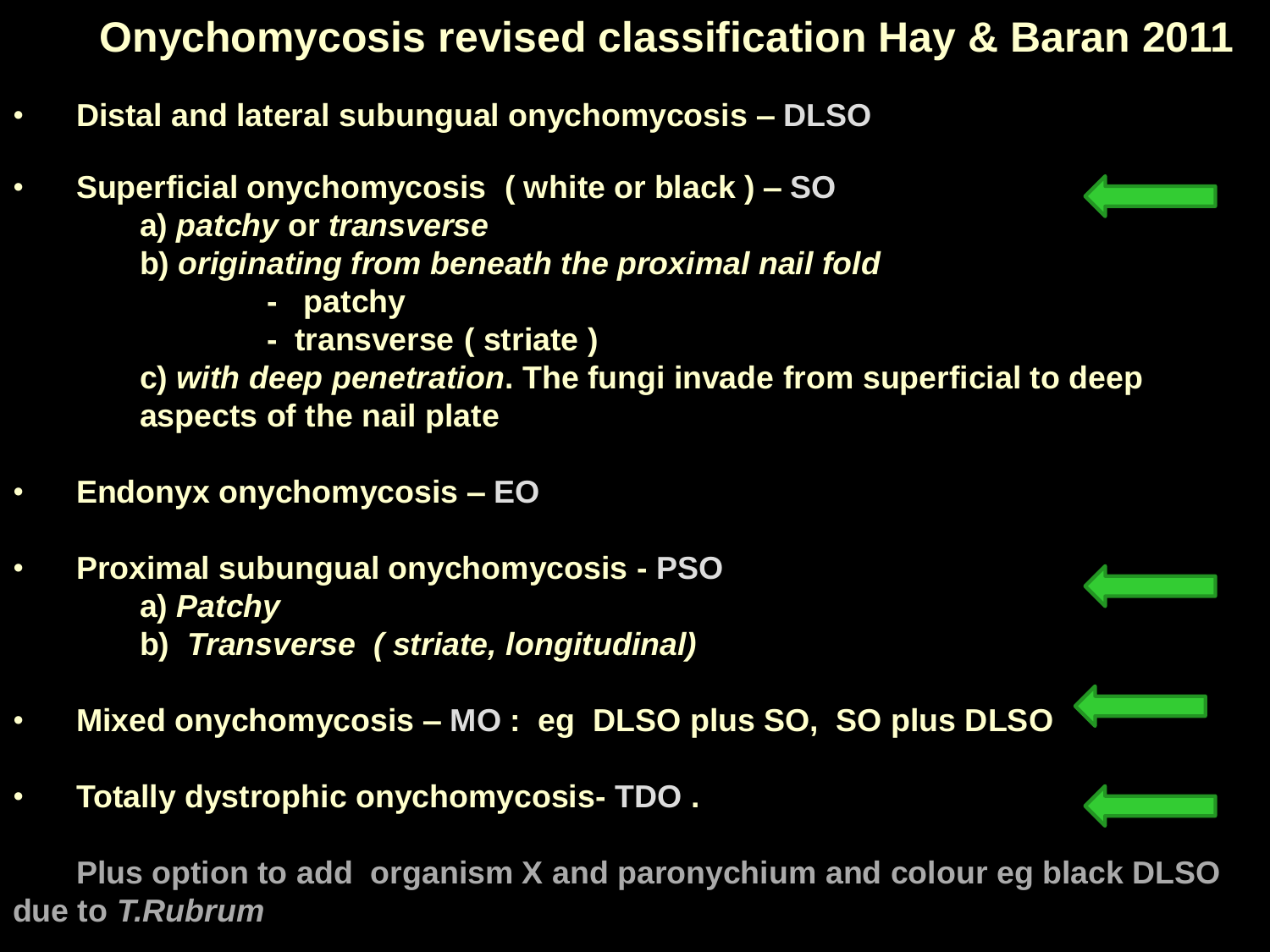# Onychomycosis revised classification Hay & Baran 2011

- **Distal and lateral subungual onychomycosis – DLSO**
- **Superficial onychomycosis ( white or black ) – SO**
  - **a)** ***patchy*** **or** ***transverse***
  - **b)** ***originating from beneath the proximal nail fold***
    - **patchy**
    - **transverse ( striate )**
  - **c)** ***with deep penetration*****. The fungi invade from superficial to deep aspects of the nail plate**
- **Endonyx onychomycosis – EO**
- **Proximal subungual onychomycosis - PSO**
  - **a)** ***Patchy***
  - **b)** ***Transverse ( striate, longitudinal)***
- **Mixed onychomycosis – MO : eg DLSO plus SO, SO plus DLSO**
- **Totally dystrophic onychomycosis- TDO .**

**Plus option to add organism X and paronychium and colour eg black DLSO due to** ***T.Rubrum***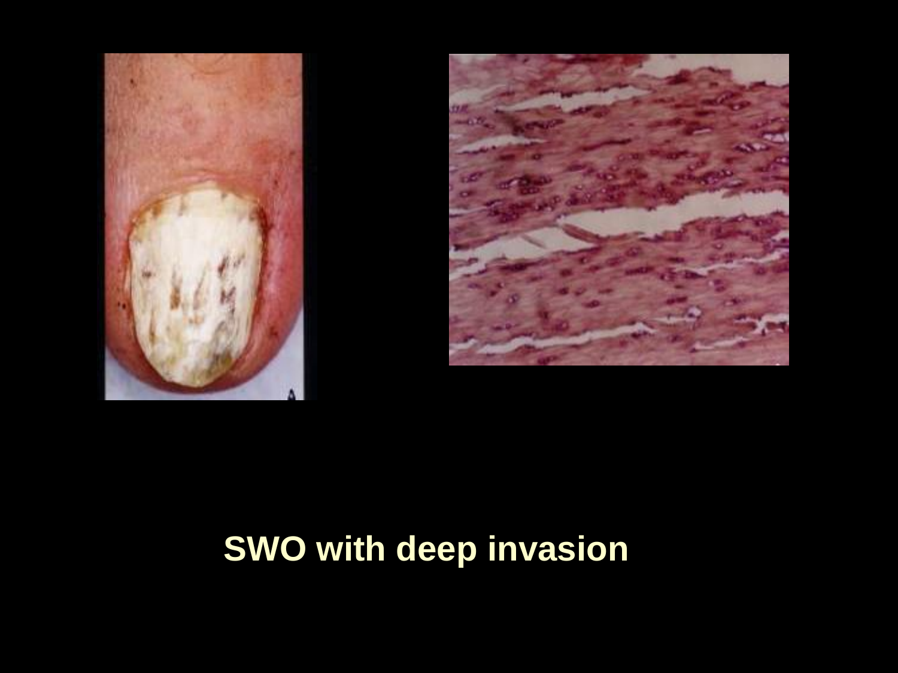**SWO with deep invasion**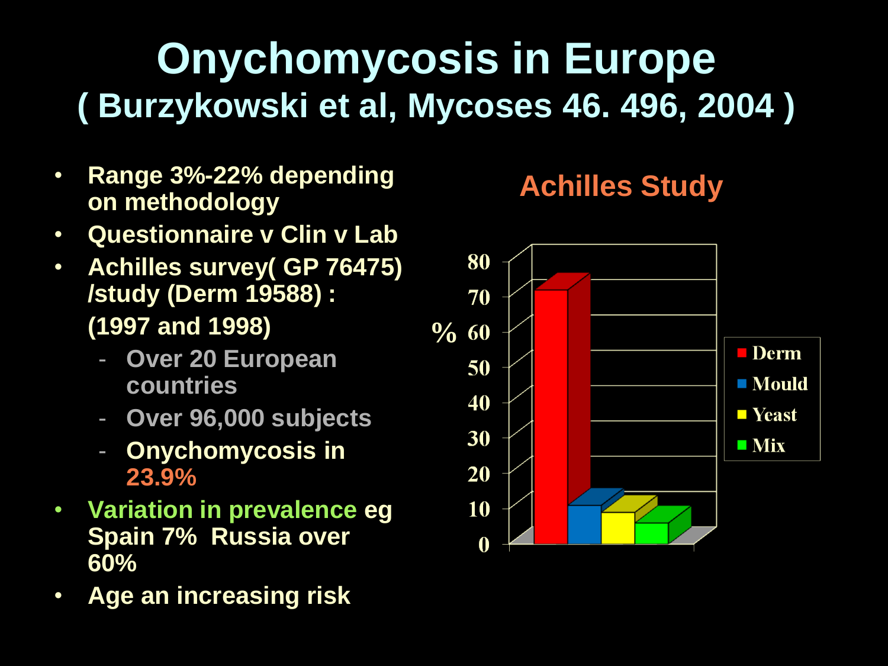# Onychomycosis in Europe
## ( Burzykowski et al, Mycoses 46. 496, 2004 )

- Range 3%-22% depending on methodology
- Questionnaire v Clin v Lab
- Achilles survey( GP 76475) /study (Derm 19588) :
  (1997 and 1998)
  - Over 20 European countries
  - Over 96,000 subjects
  - Onychomycosis in 23.9%
- Variation in prevalence eg Spain 7% Russia over 60%
- Age an increasing risk

**Achilles Study**

% 80, 70, 60, 50, 40, 30, 20, 10, 0

Derm, Mould, Yeast, Mix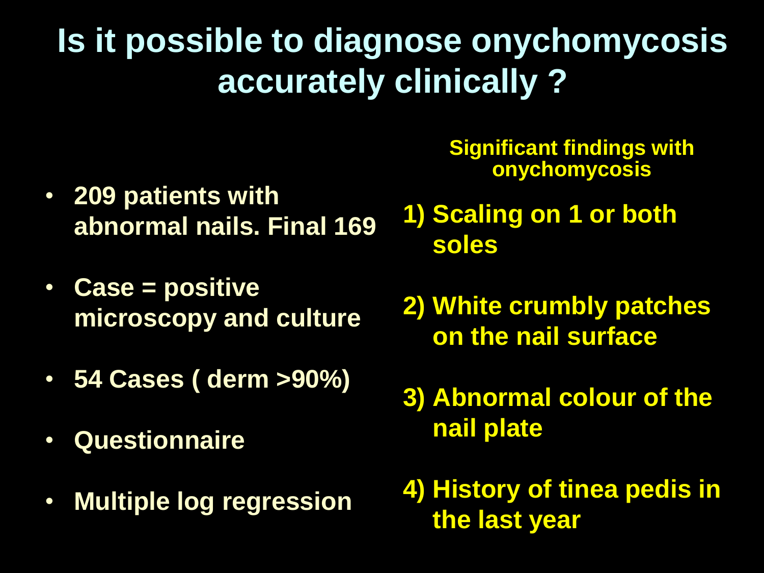# Is it possible to diagnose onychomycosis accurately clinically ?

- 209 patients with abnormal nails. Final 169
- Case = positive microscopy and culture
- 54 Cases ( derm >90%)
- Questionnaire
- Multiple log regression

**Significant findings with onychomycosis**

1) Scaling on 1 or both soles
2) White crumbly patches on the nail surface
3) Abnormal colour of the nail plate
4) History of tinea pedis in the last year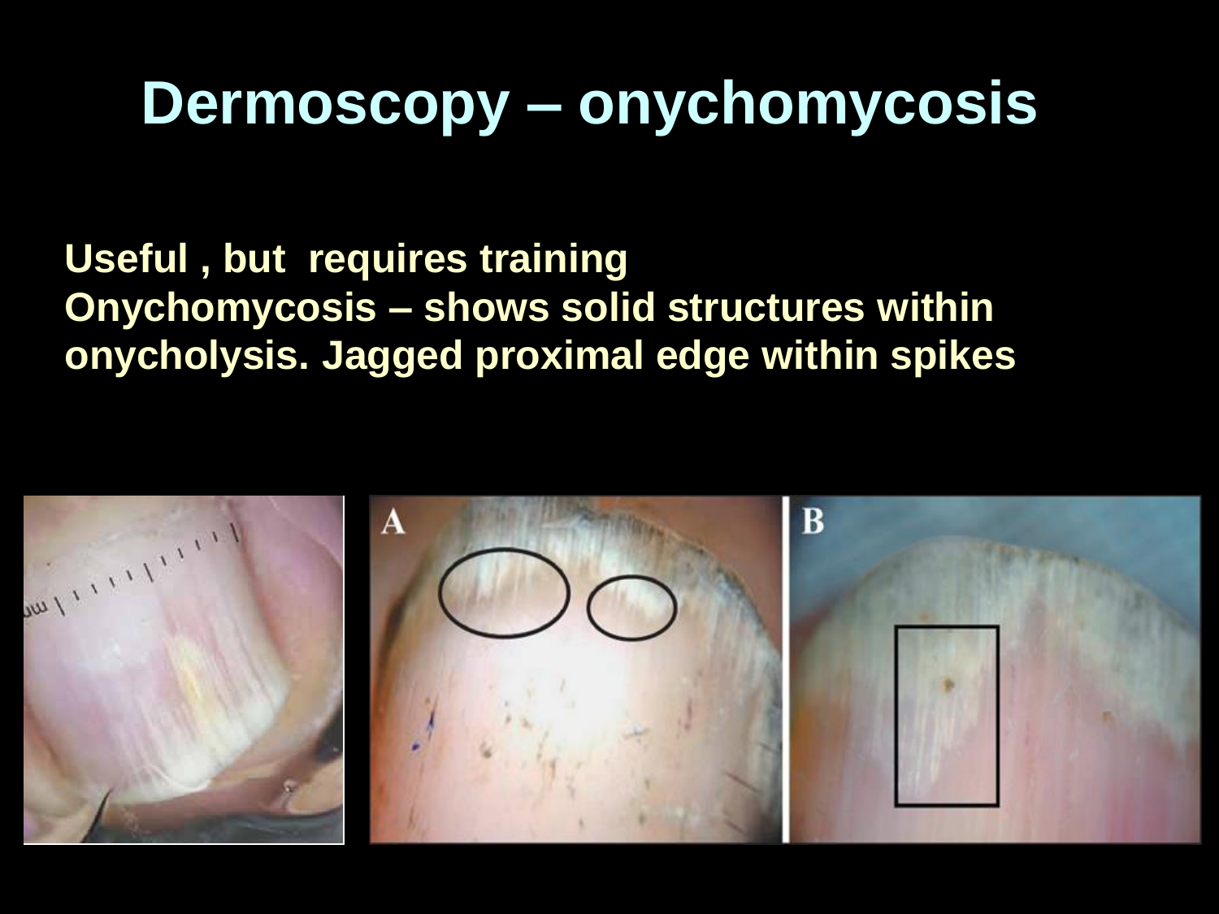# Dermoscopy – onychomycosis

**Useful , but requires training**
**Onychomycosis – shows solid structures within onycholysis. Jagged proximal edge within spikes**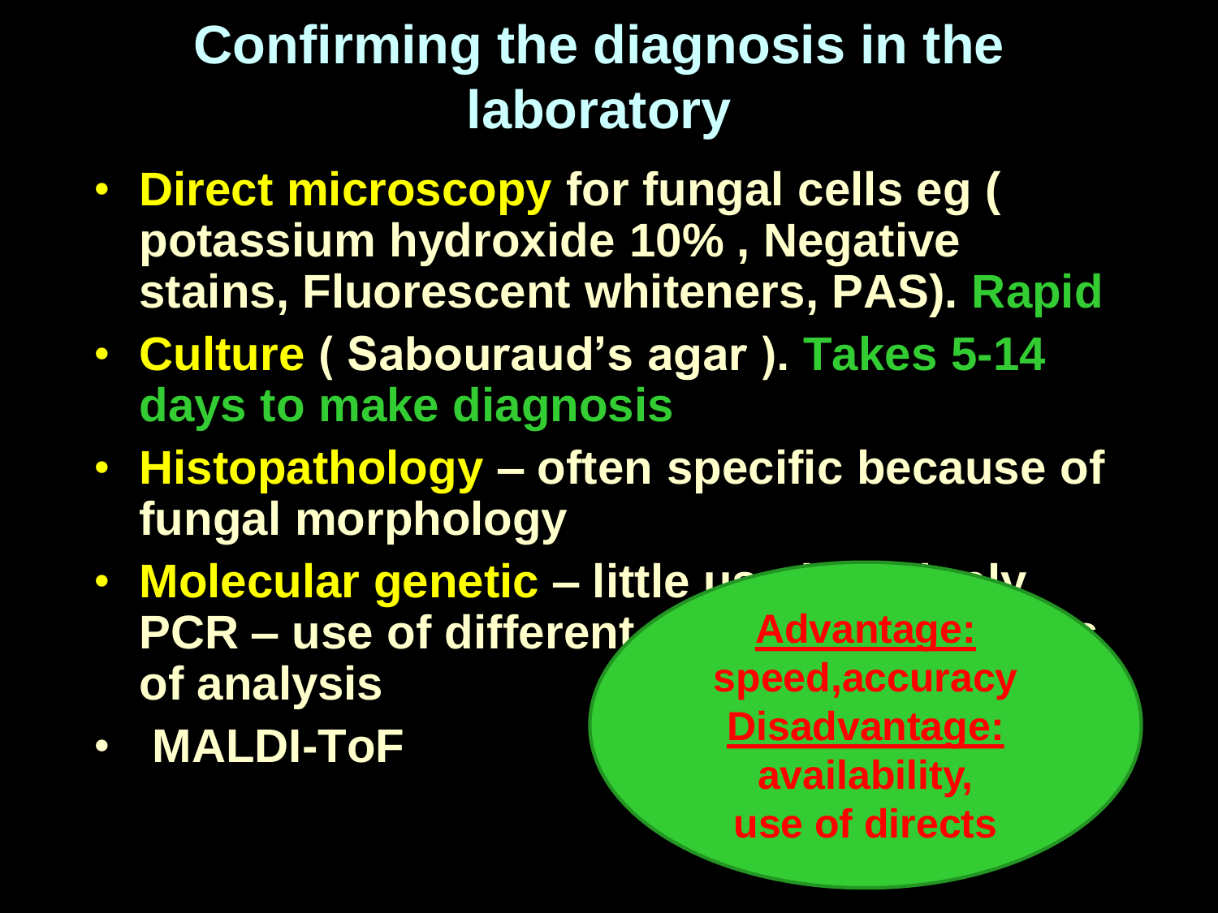# Confirming the diagnosis in the laboratory

- **Direct microscopy** for fungal cells eg ( potassium hydroxide 10% , Negative stains, Fluorescent whiteners, PAS). **Rapid**
- **Culture** ( Sabouraud's agar ). **Takes 5-14 days to make diagnosis**
- **Histopathology** – often specific because of fungal morphology
- **Molecular genetic** – little us... PCR – use of different ... of analysis
- **MALDI-ToF**

**Advantage:**
speed,accuracy
**Disadvantage:**
availability,
use of directs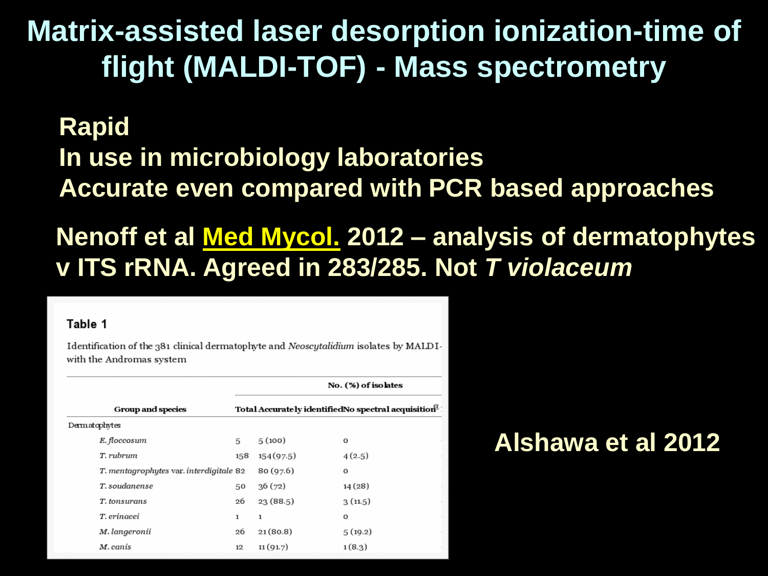# Matrix-assisted laser desorption ionization-time of flight (MALDI-TOF) - Mass spectrometry

**Rapid**
**In use in microbiology laboratories**
**Accurate even compared with PCR based approaches**

**Nenoff et al Med Mycol. 2012 – analysis of dermatophytes v ITS rRNA. Agreed in 283/285. Not *T violaceum***

**Table 1**

Identification of the 381 clinical dermatophyte and *Neoscytalidium* isolates by MALDI-with the Andromas system

| Group and species | No. (%) of isolates | | |
|---|---|---|---|
| | Total | Accurately identified | No spectral acquisition[a] |
| Dermatophytes | | | |
| *E. floccosum* | 5 | 5 (100) | 0 |
| *T. rubrum* | 158 | 154 (97.5) | 4 (2.5) |
| *T. mentagrophytes* var. *interdigitale* | 82 | 80 (97.6) | 0 |
| *T. soudanense* | 50 | 36 (72) | 14 (28) |
| *T. tonsurans* | 26 | 23 (88.5) | 3 (11.5) |
| *T. erinacei* | 1 | 1 | 0 |
| *M. langeronii* | 26 | 21 (80.8) | 5 (19.2) |
| *M. canis* | 12 | 11 (91.7) | 1 (8.3) |

**Alshawa et al 2012**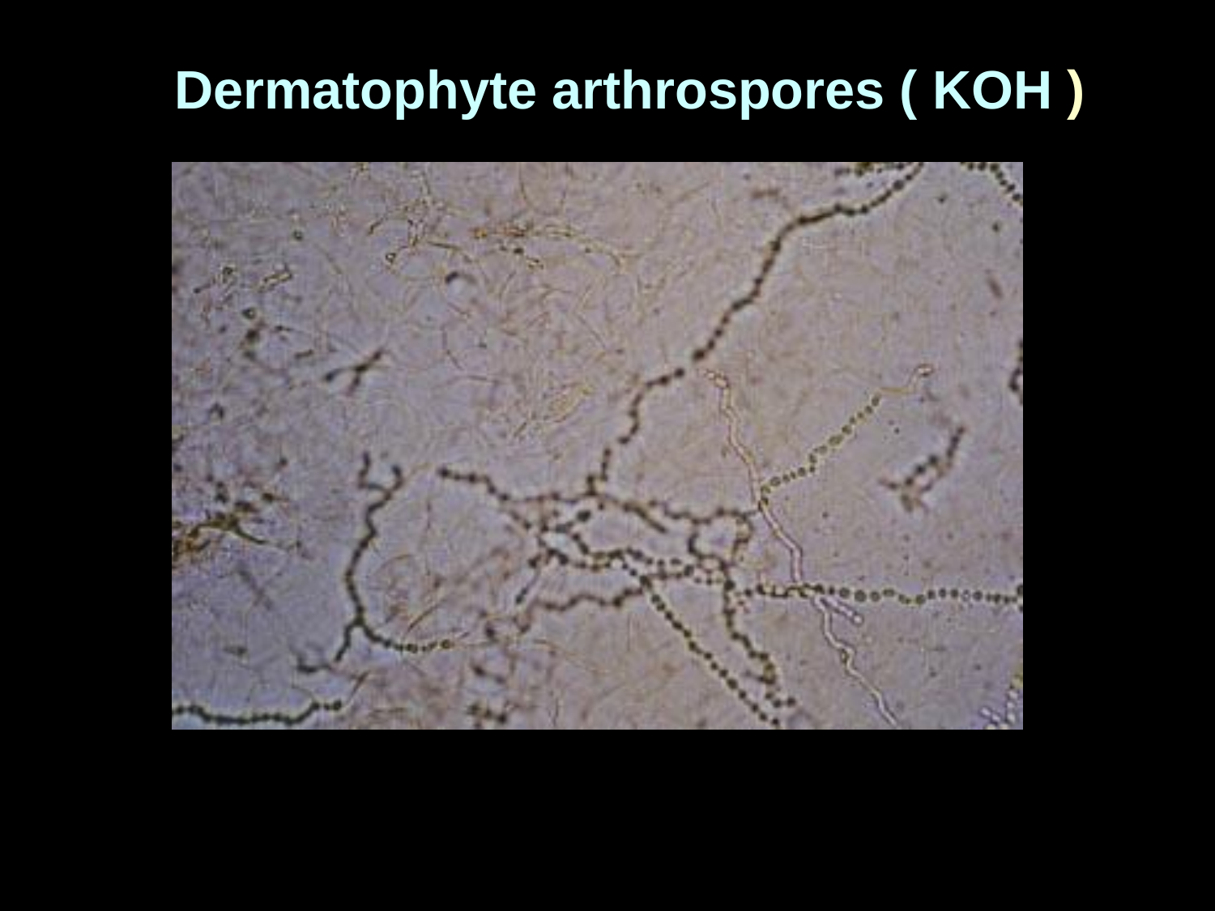# Dermatophyte arthrospores ( KOH )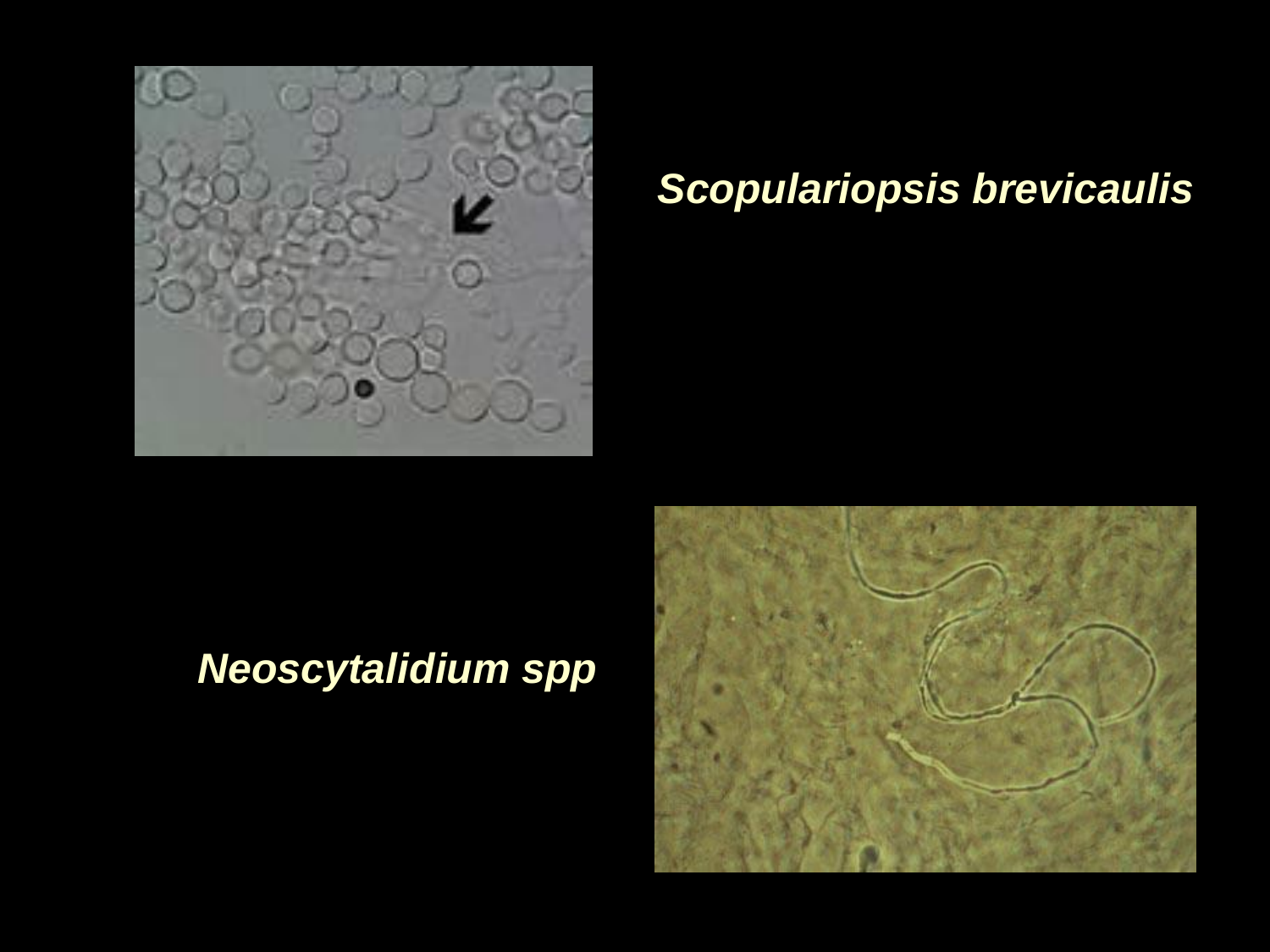*Scopulariopsis brevicaulis*

*Neoscytalidium spp*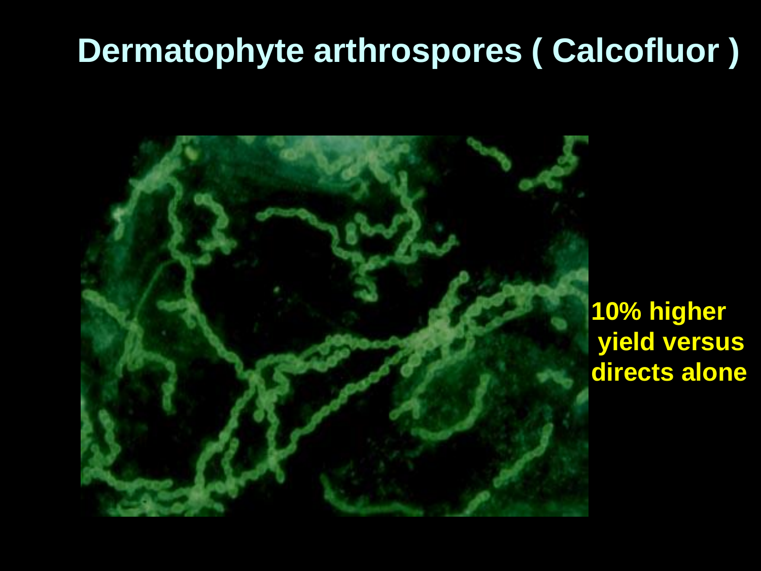# Dermatophyte arthrospores ( Calcofluor )

**10% higher yield versus directs alone**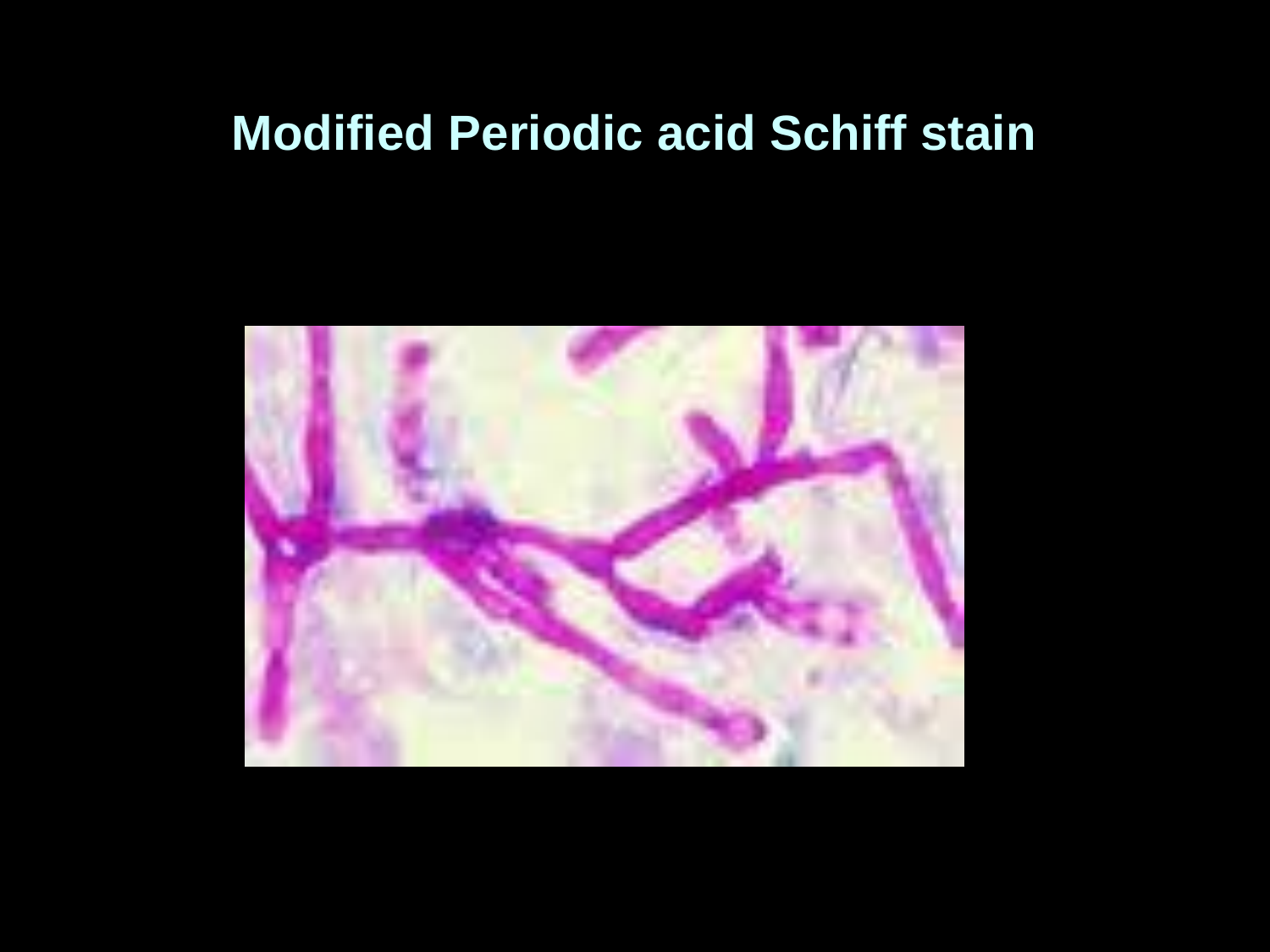# Modified Periodic acid Schiff stain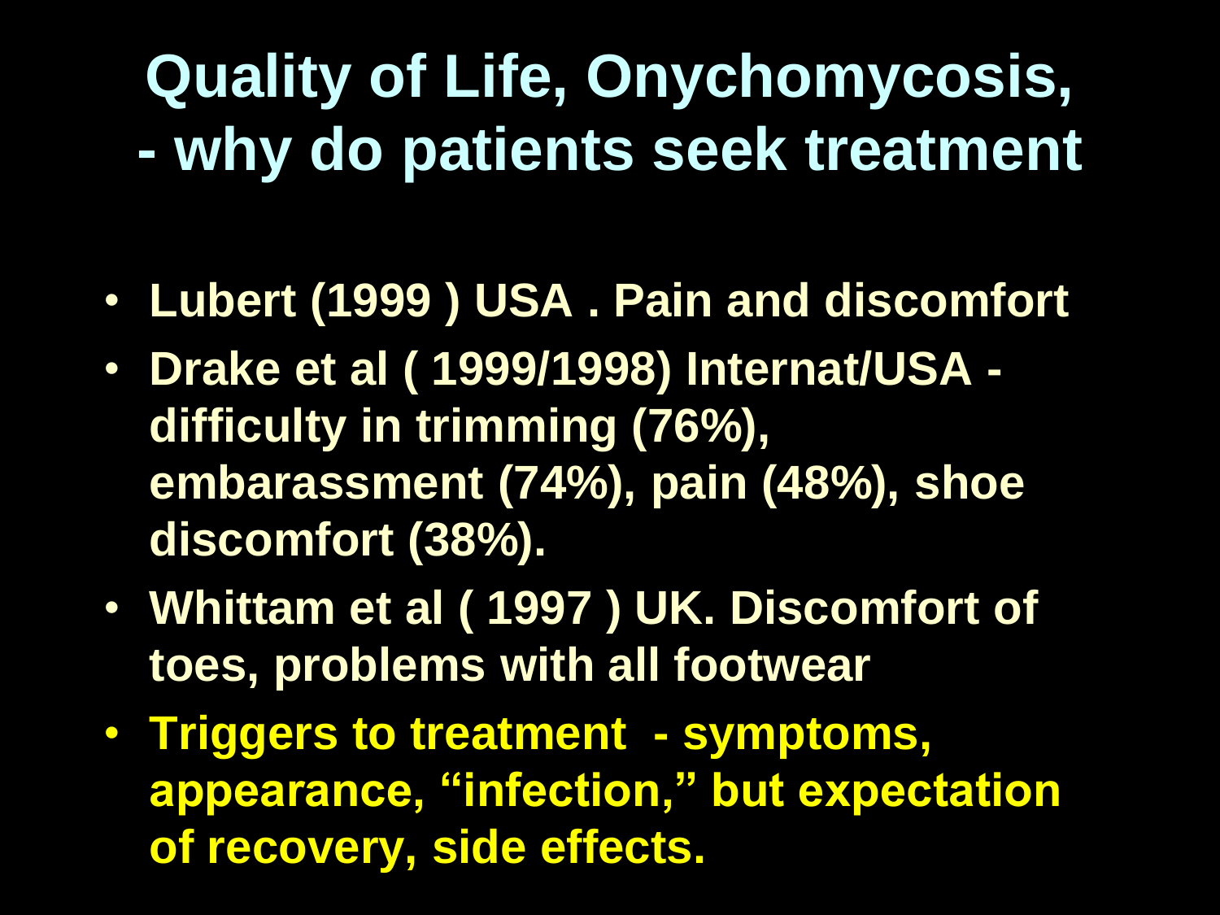# Quality of Life, Onychomycosis, - why do patients seek treatment

- **Lubert (1999 ) USA . Pain and discomfort**
- **Drake et al ( 1999/1998) Internat/USA - difficulty in trimming (76%), embarassment (74%), pain (48%), shoe discomfort (38%).**
- **Whittam et al ( 1997 ) UK. Discomfort of toes, problems with all footwear**
- **Triggers to treatment - symptoms, appearance, "infection," but expectation of recovery, side effects.**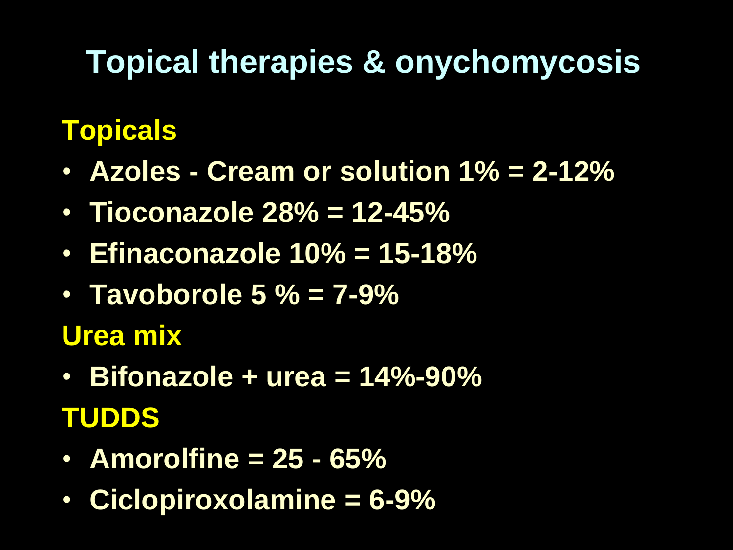# Topical therapies & onychomycosis

## Topicals

- **Azoles - Cream or solution 1% = 2-12%**
- **Tioconazole 28% = 12-45%**
- **Efinaconazole 10% = 15-18%**
- **Tavoborole 5 % = 7-9%**

## Urea mix

- **Bifonazole + urea = 14%-90%**

## TUDDS

- **Amorolfine = 25 - 65%**
- **Ciclopiroxolamine = 6-9%**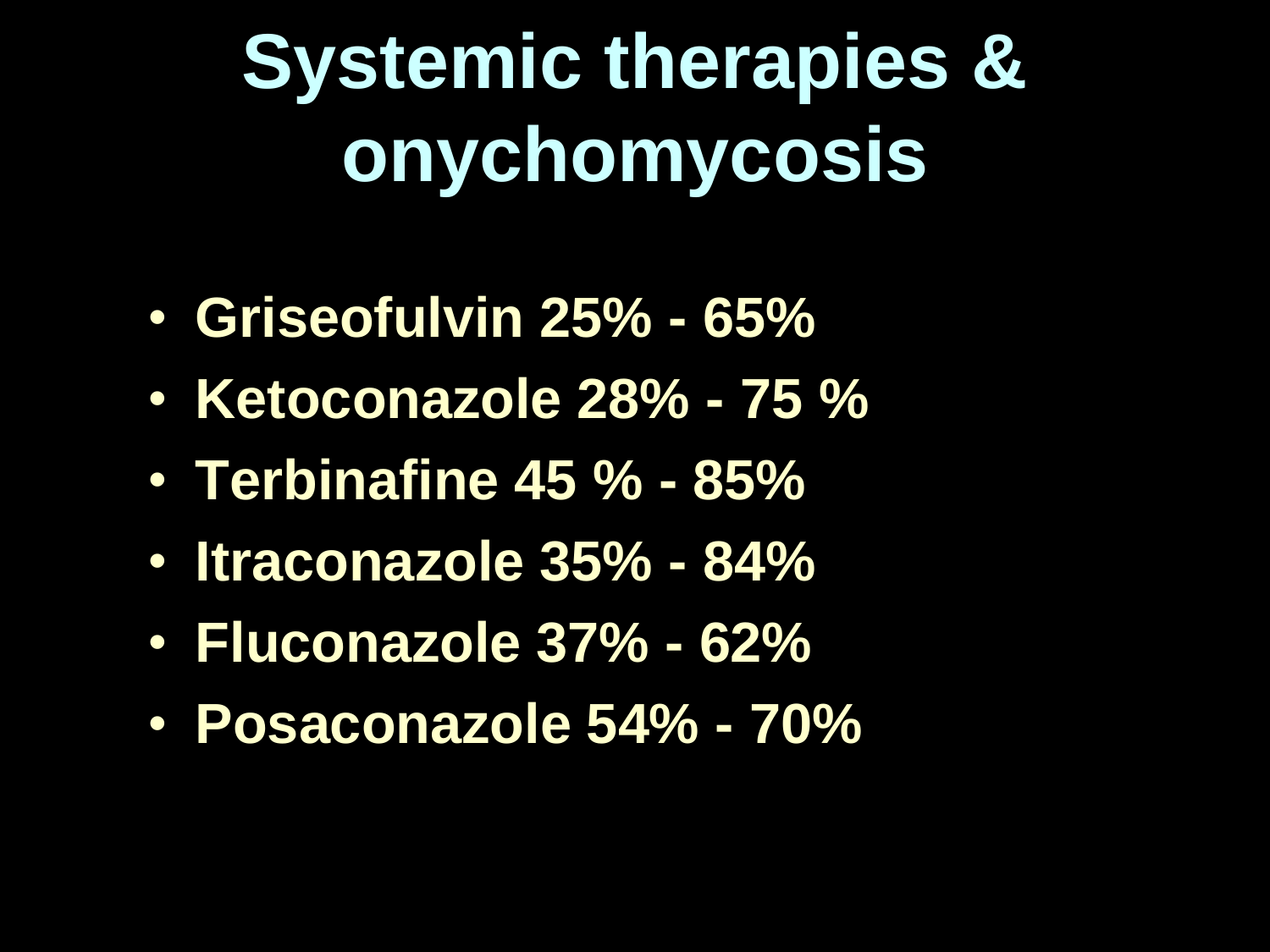# Systemic therapies & onychomycosis

- **Griseofulvin 25% - 65%**
- **Ketoconazole 28% - 75 %**
- **Terbinafine 45 % - 85%**
- **Itraconazole 35% - 84%**
- **Fluconazole 37% - 62%**
- **Posaconazole 54% - 70%**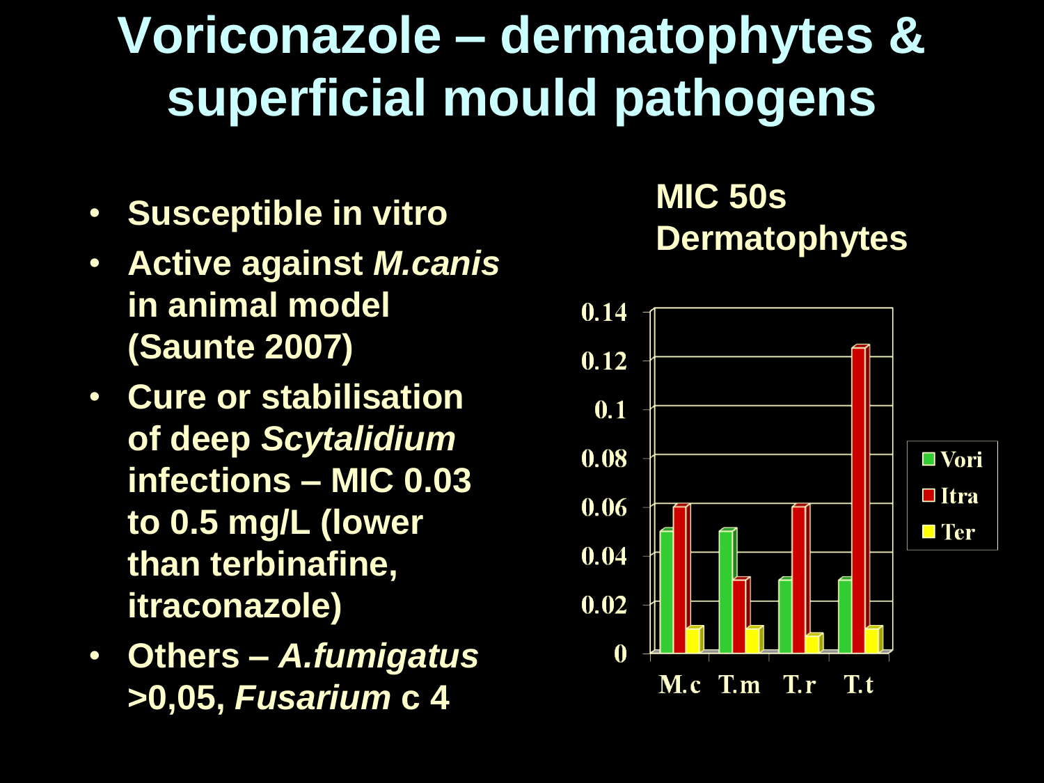# Voriconazole – dermatophytes & superficial mould pathogens

- **Susceptible in vitro**
- **Active against *M.canis* in animal model (Saunte 2007)**
- **Cure or stabilisation of deep *Scytalidium* infections – MIC 0.03 to 0.5 mg/L (lower than terbinafine, itraconazole)**
- **Others – *A.fumigatus* >0,05, *Fusarium* c 4**

**MIC 50s Dermatophytes**

| | Vori | Itra | Ter |
|---|---|---|---|
| M.c | 0.05 | 0.06 | 0.01 |
| T.m | 0.05 | 0.03 | 0.01 |
| T.r | 0.03 | 0.06 | 0.0075 |
| T.t | 0.03 | 0.125 | 0.01 |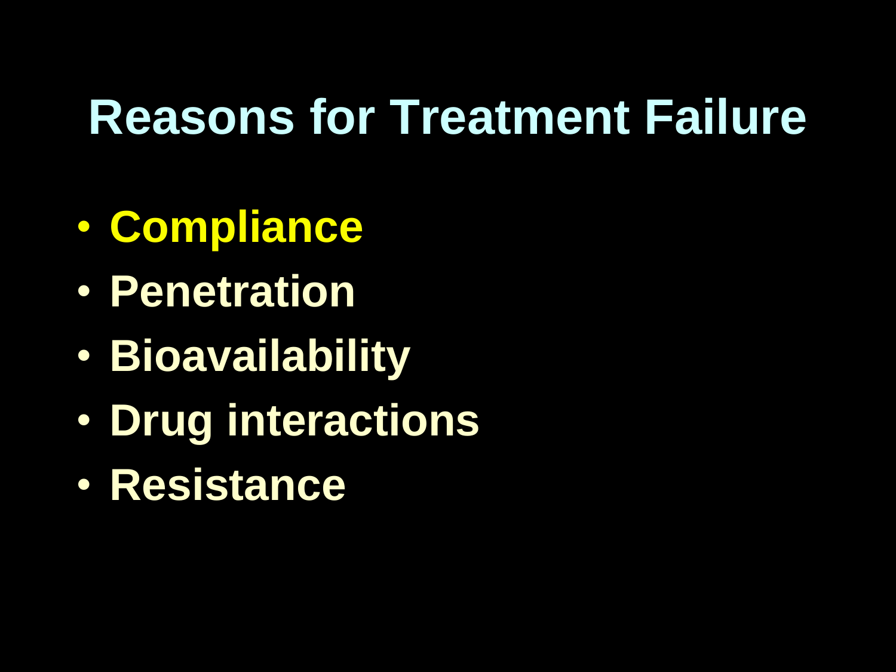# Reasons for Treatment Failure

- Compliance
- Penetration
- Bioavailability
- Drug interactions
- Resistance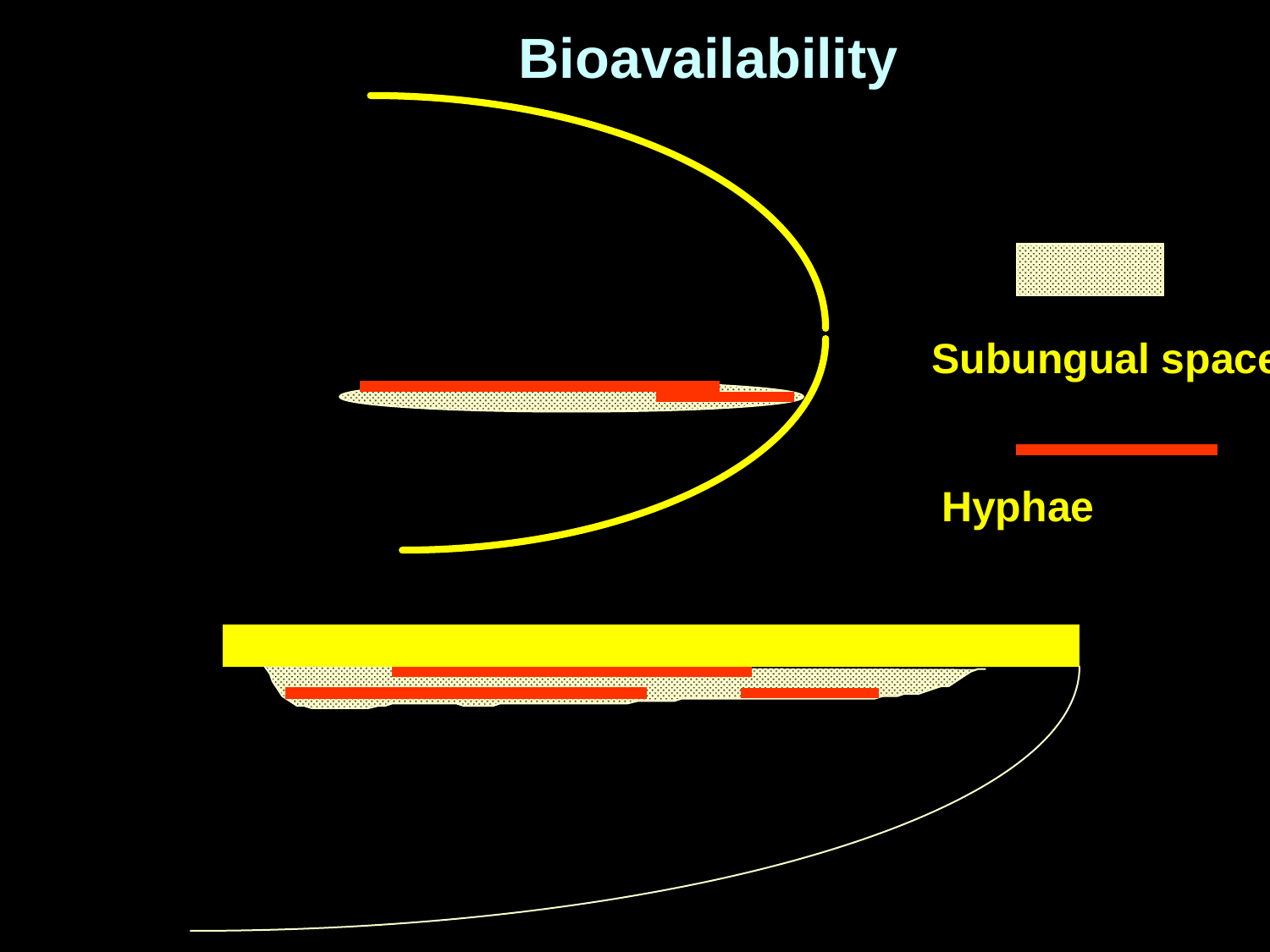# Bioavailability

Subungual space

Hyphae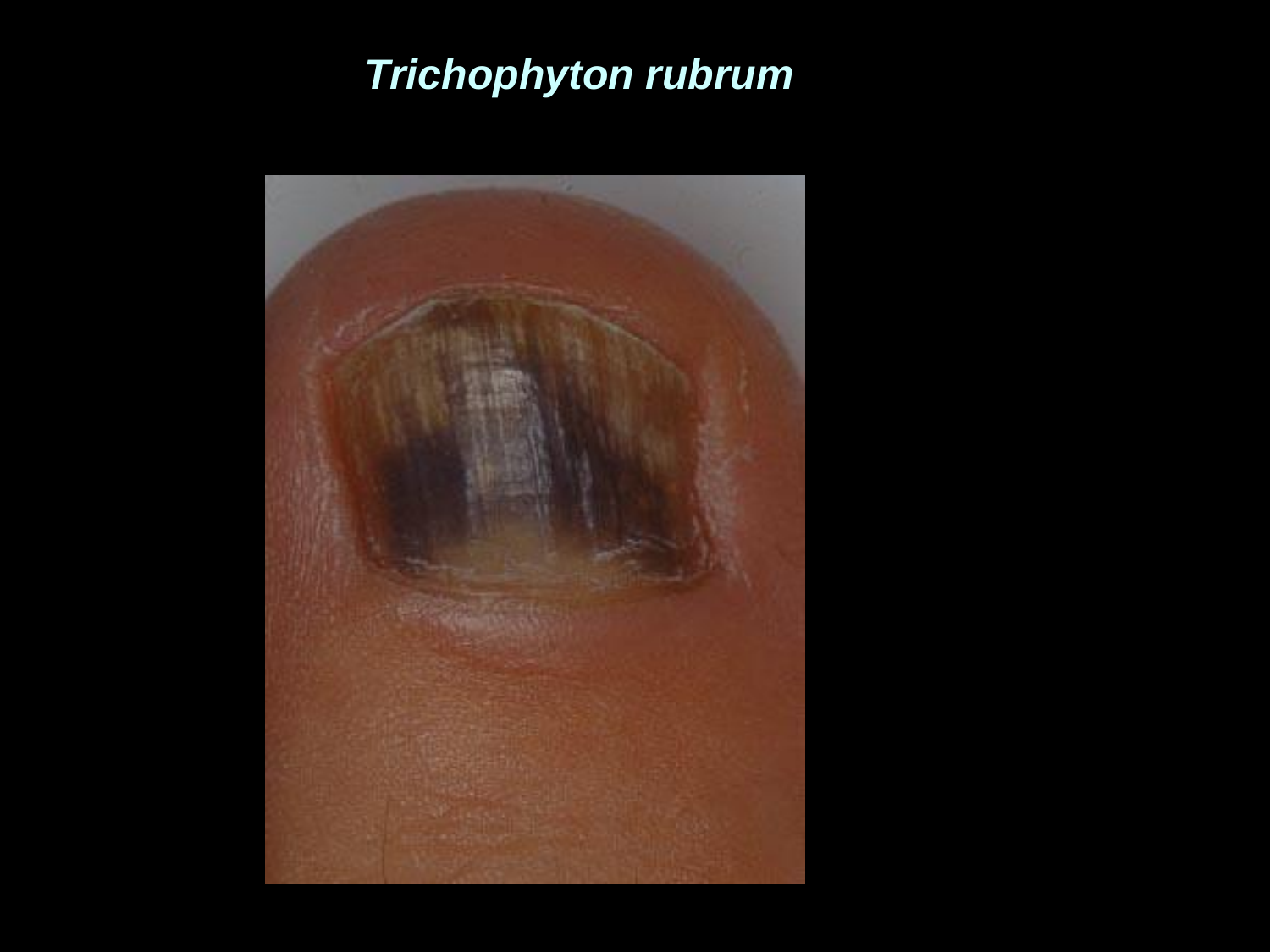# *Trichophyton rubrum*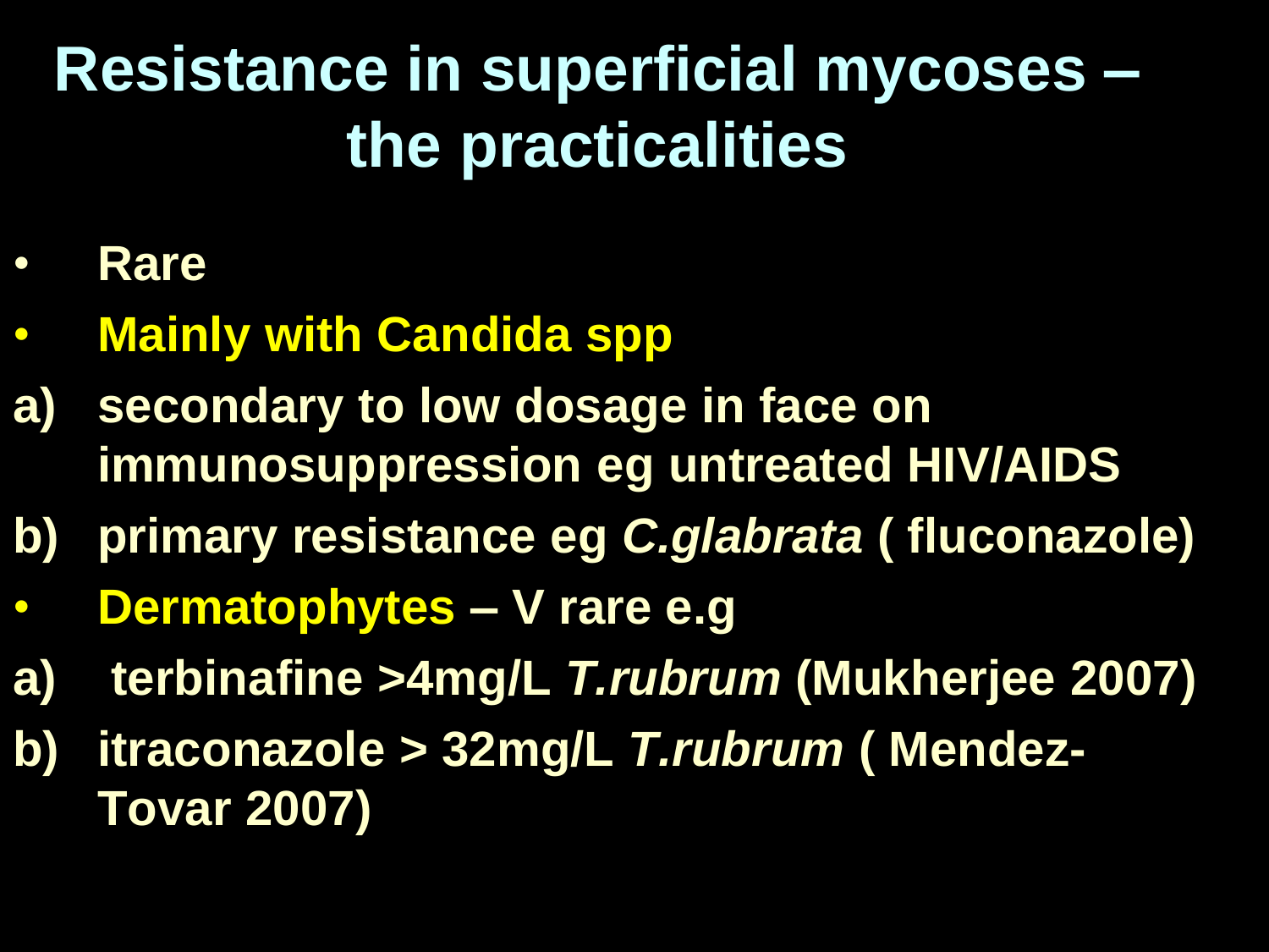# Resistance in superficial mycoses – the practicalities

- **Rare**
- **Mainly with Candida spp**

a) **secondary to low dosage in face on immunosuppression eg untreated HIV/AIDS**

b) **primary resistance eg *C.glabrata* ( fluconazole)**

- **Dermatophytes – V rare e.g**

a) **terbinafine >4mg/L *T.rubrum* (Mukherjee 2007)**

b) **itraconazole > 32mg/L *T.rubrum* ( Mendez-Tovar 2007)**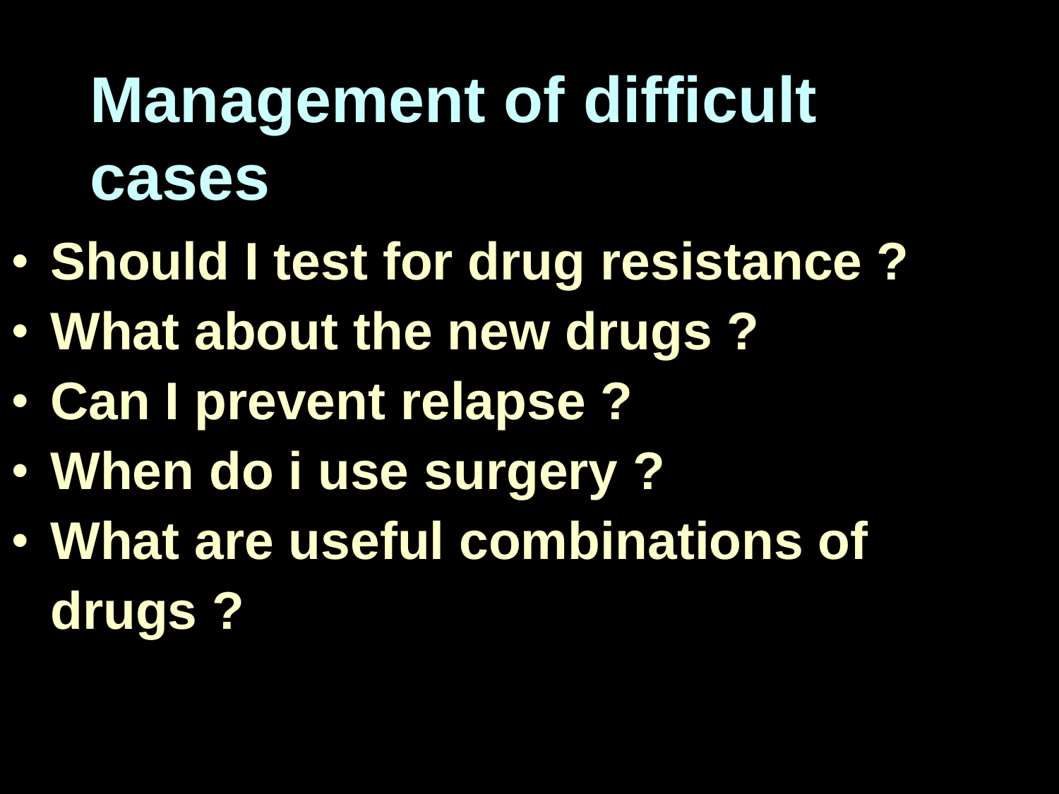# Management of difficult cases

- Should I test for drug resistance ?
- What about the new drugs ?
- Can I prevent relapse ?
- When do i use surgery ?
- What are useful combinations of drugs ?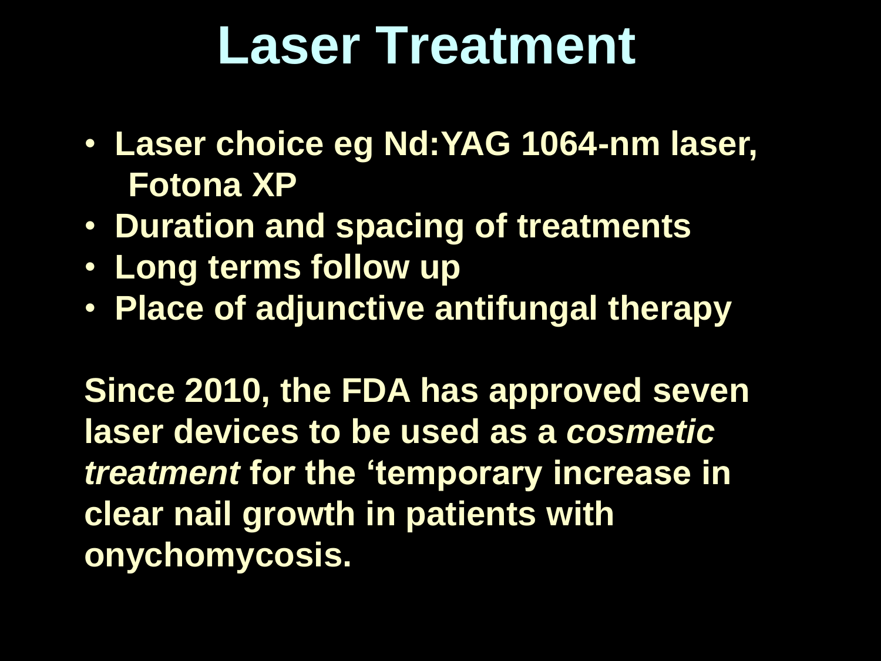# Laser Treatment

- **Laser choice eg Nd:YAG 1064-nm laser, Fotona XP**
- **Duration and spacing of treatments**
- **Long terms follow up**
- **Place of adjunctive antifungal therapy**

**Since 2010, the FDA has approved seven laser devices to be used as a *cosmetic treatment* for the 'temporary increase in clear nail growth in patients with onychomycosis.**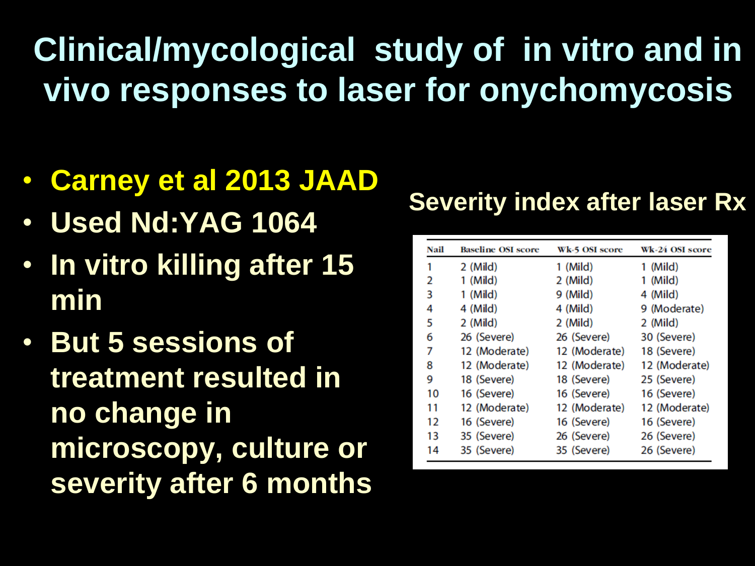# Clinical/mycological study of in vitro and in vivo responses to laser for onychomycosis

- Carney et al 2013 JAAD
- Used Nd:YAG 1064
- In vitro killing after 15 min
- But 5 sessions of treatment resulted in no change in microscopy, culture or severity after 6 months

**Severity index after laser Rx**

| Nail | Baseline OSI score | Wk-5 OSI score | Wk-24 OSI score |
|---|---|---|---|
| 1 | 2 (Mild) | 1 (Mild) | 1 (Mild) |
| 2 | 1 (Mild) | 2 (Mild) | 1 (Mild) |
| 3 | 1 (Mild) | 9 (Mild) | 4 (Mild) |
| 4 | 4 (Mild) | 4 (Mild) | 9 (Moderate) |
| 5 | 2 (Mild) | 2 (Mild) | 2 (Mild) |
| 6 | 26 (Severe) | 26 (Severe) | 30 (Severe) |
| 7 | 12 (Moderate) | 12 (Moderate) | 18 (Severe) |
| 8 | 12 (Moderate) | 12 (Moderate) | 12 (Moderate) |
| 9 | 18 (Severe) | 18 (Severe) | 25 (Severe) |
| 10 | 16 (Severe) | 16 (Severe) | 16 (Severe) |
| 11 | 12 (Moderate) | 12 (Moderate) | 12 (Moderate) |
| 12 | 16 (Severe) | 16 (Severe) | 16 (Severe) |
| 13 | 35 (Severe) | 26 (Severe) | 26 (Severe) |
| 14 | 35 (Severe) | 35 (Severe) | 26 (Severe) |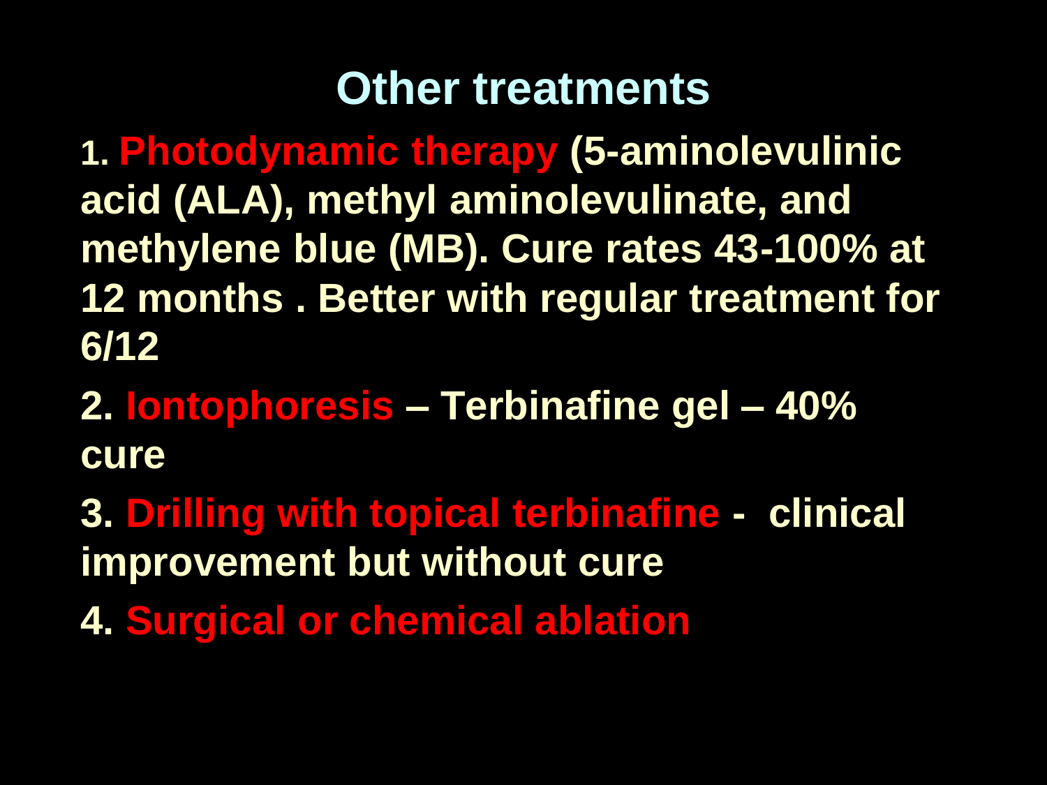# Other treatments

1. **Photodynamic therapy** (5-aminolevulinic acid (ALA), methyl aminolevulinate, and methylene blue (MB). Cure rates 43-100% at 12 months . Better with regular treatment for 6/12

2. **Iontophoresis** – Terbinafine gel – 40% cure

3. **Drilling with topical terbinafine** - clinical improvement but without cure

4. **Surgical or chemical ablation**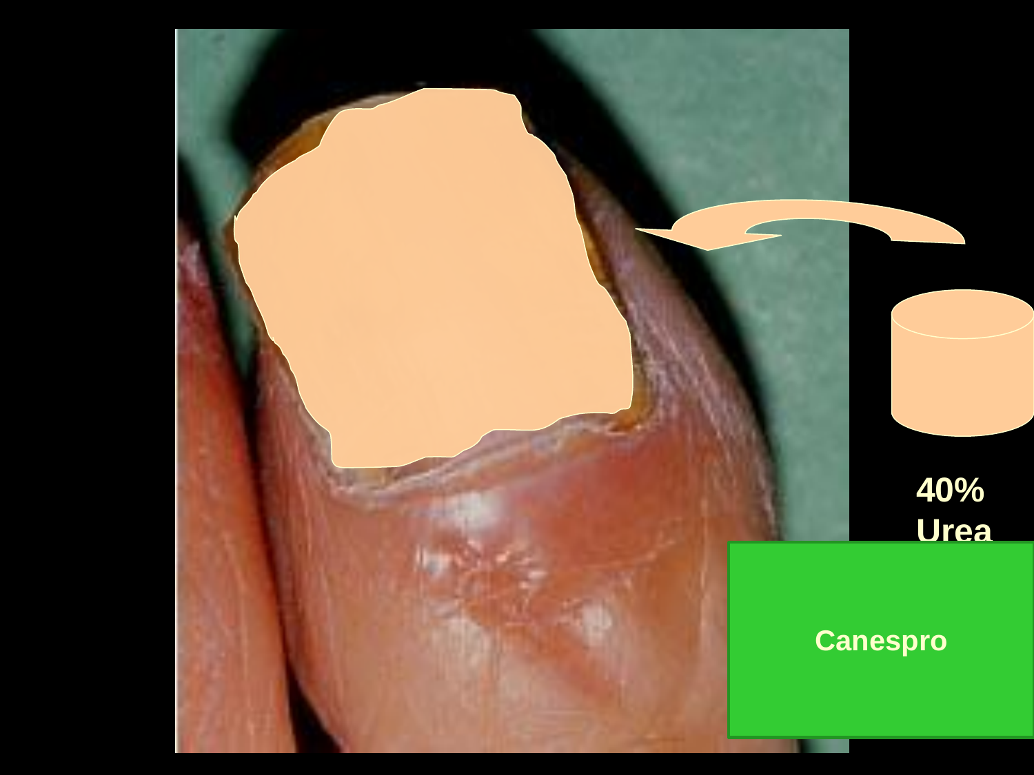40%
Urea

Canespro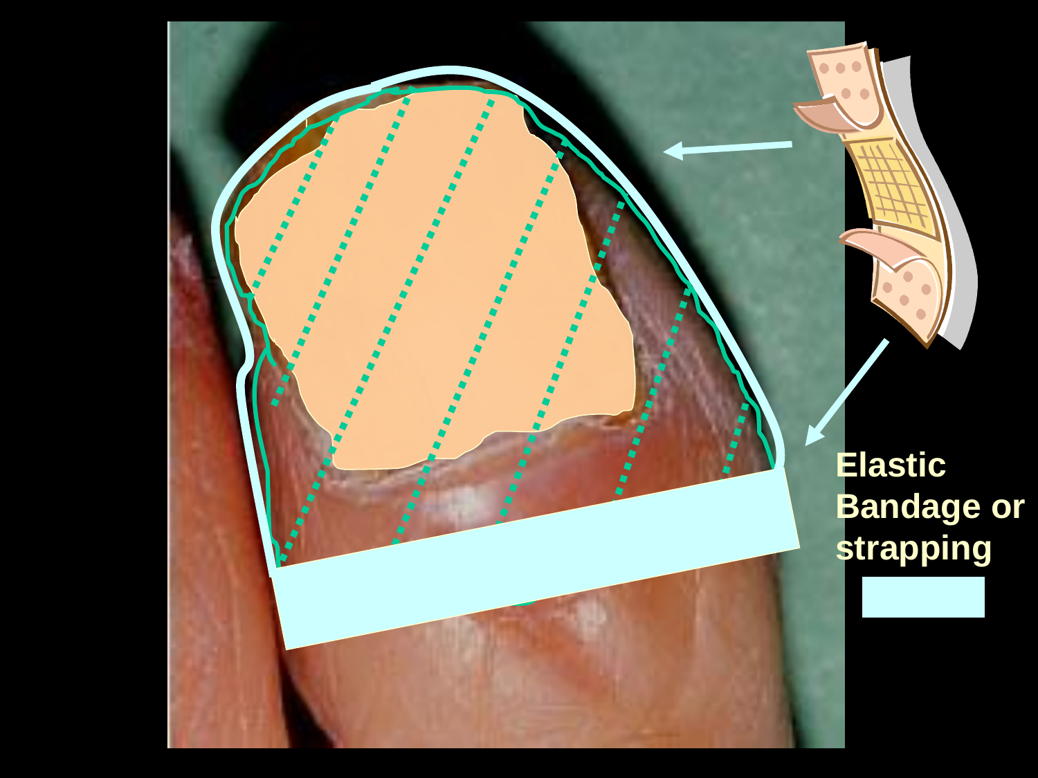Elastic Bandage or strapping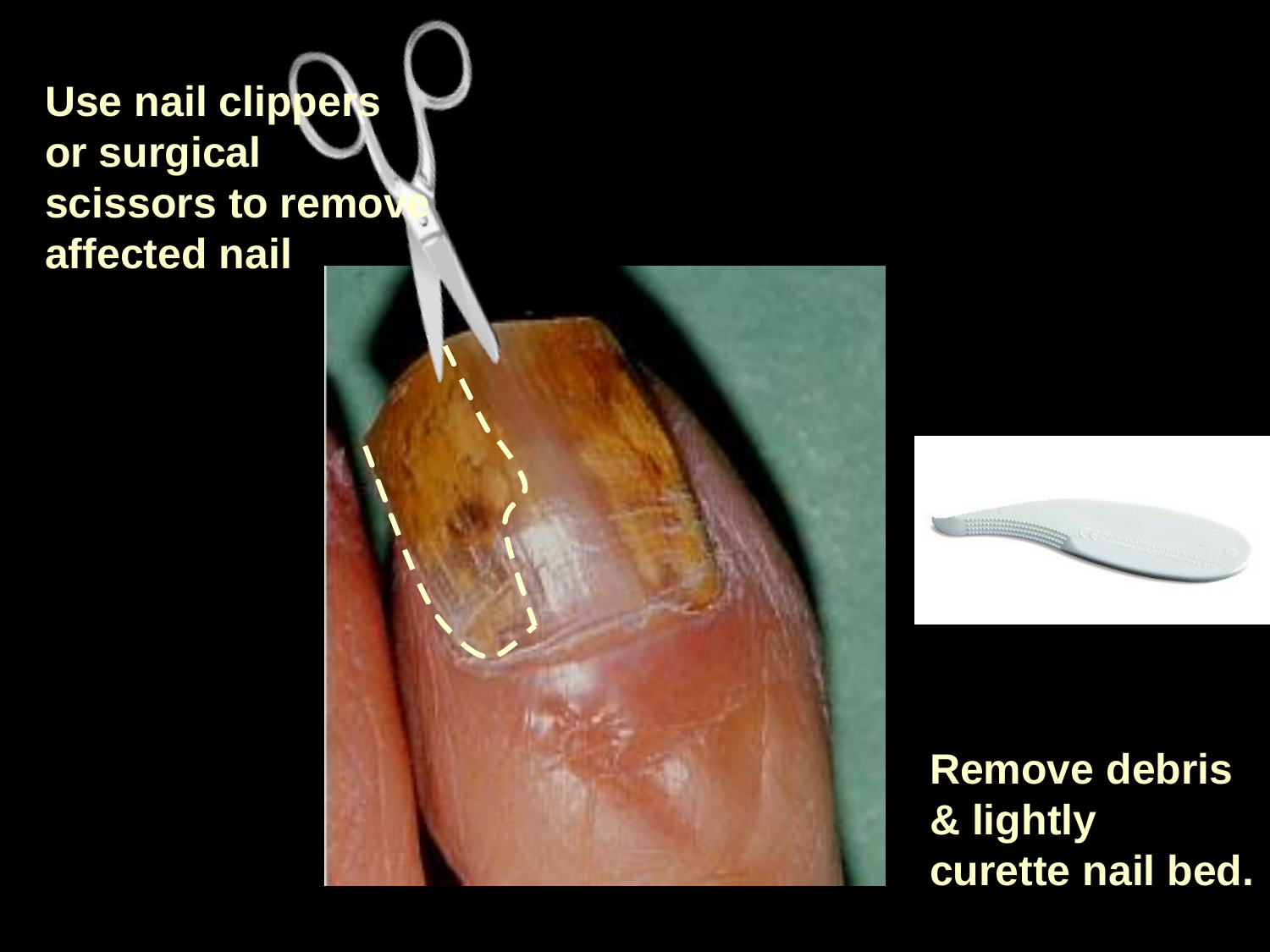Use nail clippers or surgical scissors to remove affected nail

Remove debris & lightly curette nail bed.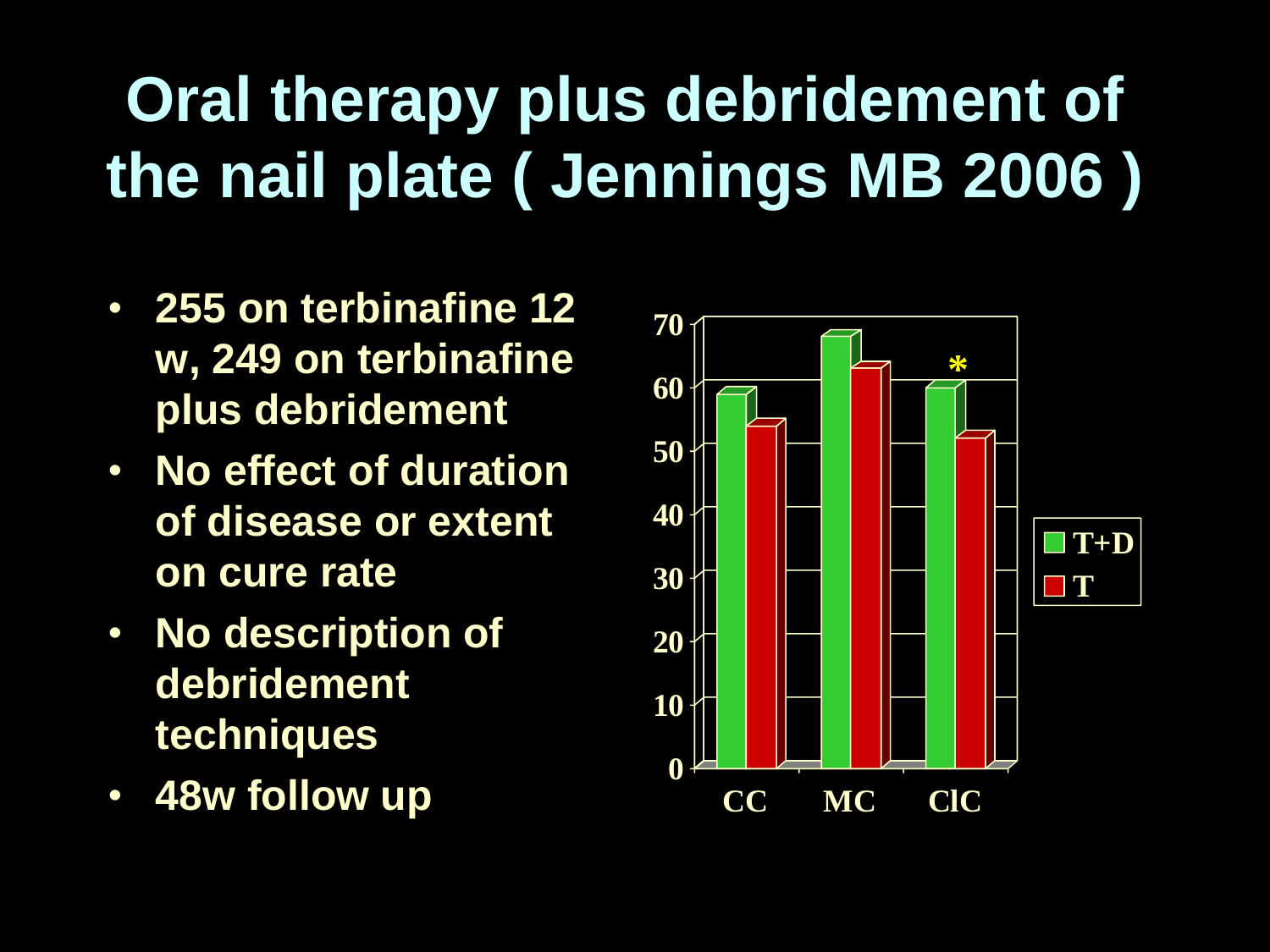# Oral therapy plus debridement of the nail plate ( Jennings MB 2006 )

- 255 on terbinafine 12 w, 249 on terbinafine plus debridement
- No effect of duration of disease or extent on cure rate
- No description of debridement techniques
- 48w follow up

| | T+D | T |
|---|---|---|
| CC | 59 | 54 |
| MC | 68 | 63 |
| ClC | 60 * | 52 |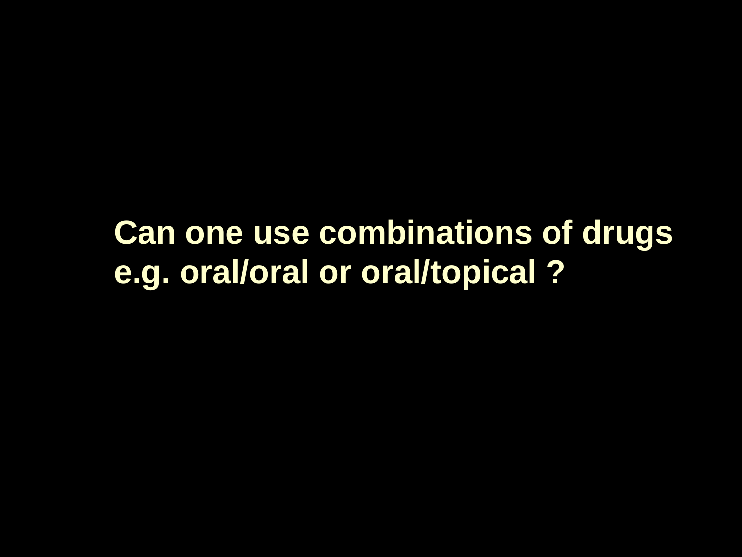**Can one use combinations of drugs e.g. oral/oral or oral/topical ?**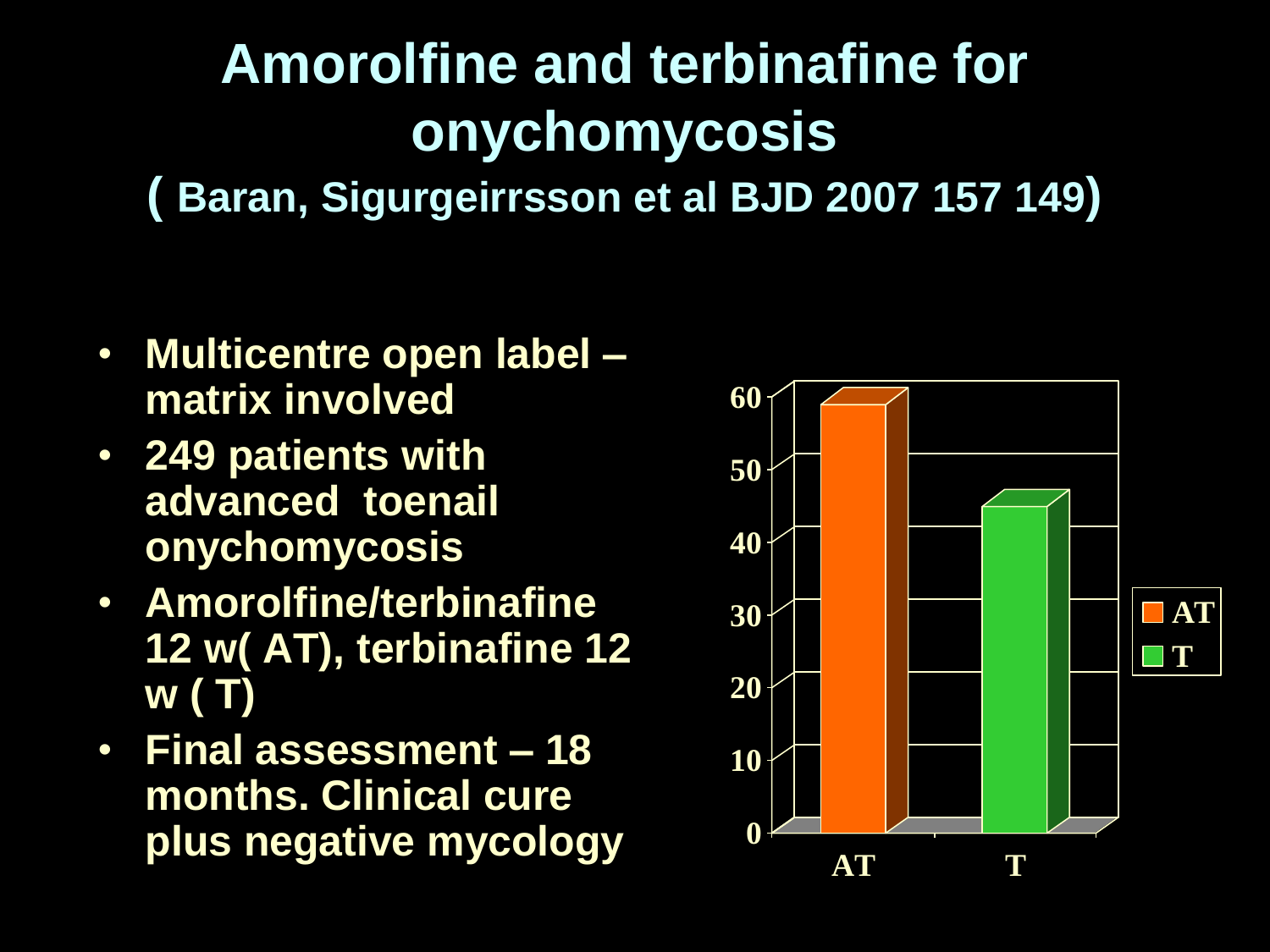# Amorolfine and terbinafine for onychomycosis

**( Baran, Sigurgeirrsson et al BJD 2007 157 149)**

- **Multicentre open label – matrix involved**
- **249 patients with advanced toenail onychomycosis**
- **Amorolfine/terbinafine 12 w( AT), terbinafine 12 w ( T)**
- **Final assessment – 18 months. Clinical cure plus negative mycology**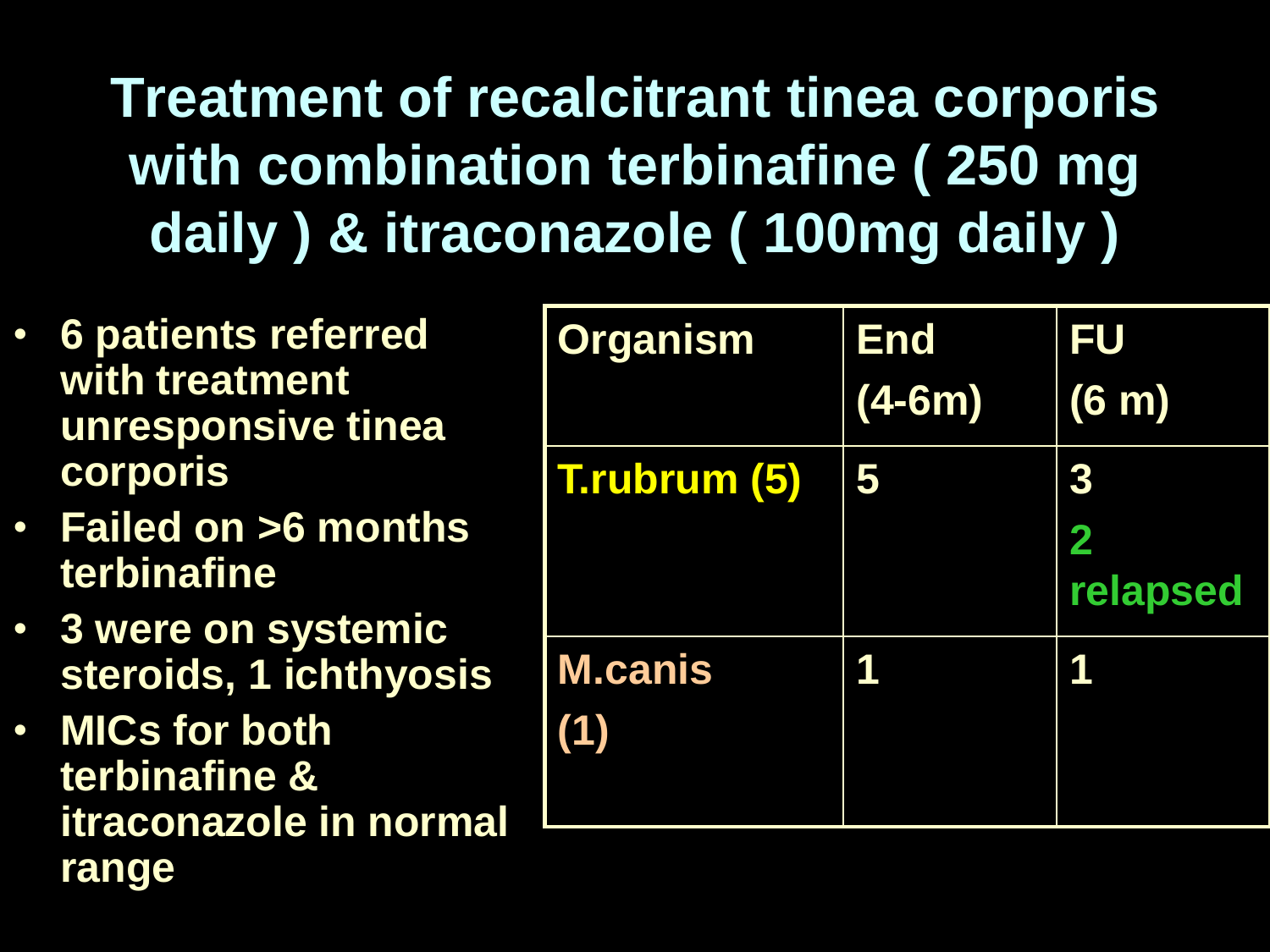# Treatment of recalcitrant tinea corporis with combination terbinafine ( 250 mg daily ) & itraconazole ( 100mg daily )

- 6 patients referred with treatment unresponsive tinea corporis
- Failed on >6 months terbinafine
- 3 were on systemic steroids, 1 ichthyosis
- MICs for both terbinafine & itraconazole in normal range

| Organism | End (4-6m) | FU (6 m) |
|---|---|---|
| T.rubrum (5) | 5 | 3<br>2 relapsed |
| M.canis (1) | 1 | 1 |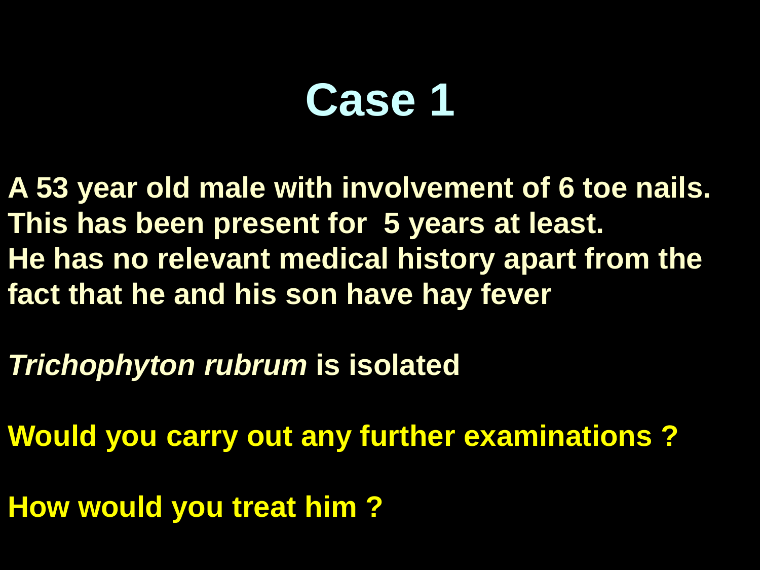# Case 1

**A 53 year old male with involvement of 6 toe nails.**
**This has been present for 5 years at least.**
**He has no relevant medical history apart from the fact that he and his son have hay fever**

***Trichophyton rubrum* is isolated**

**Would you carry out any further examinations ?**

**How would you treat him ?**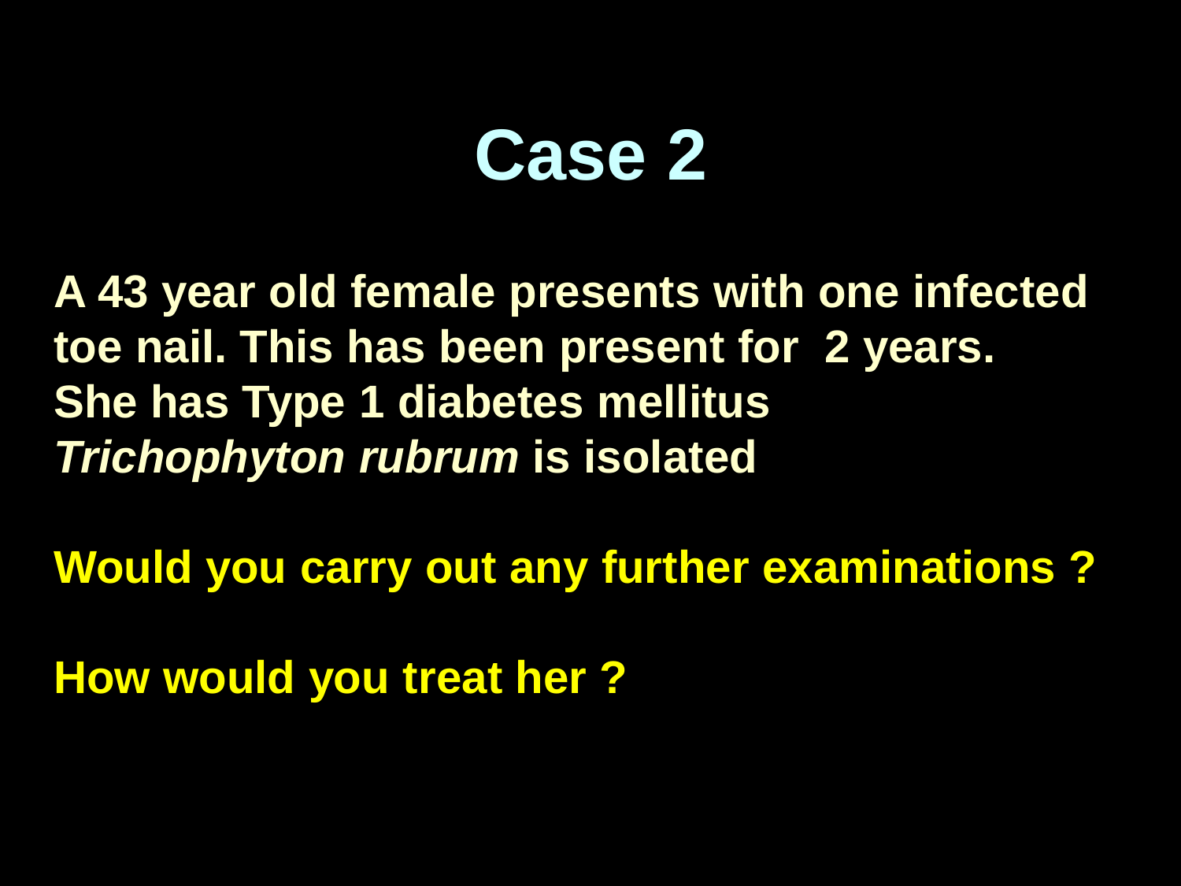# Case 2

**A 43 year old female presents with one infected toe nail. This has been present for 2 years.**
**She has Type 1 diabetes mellitus**
***Trichophyton rubrum* is isolated**

**Would you carry out any further examinations ?**

**How would you treat her ?**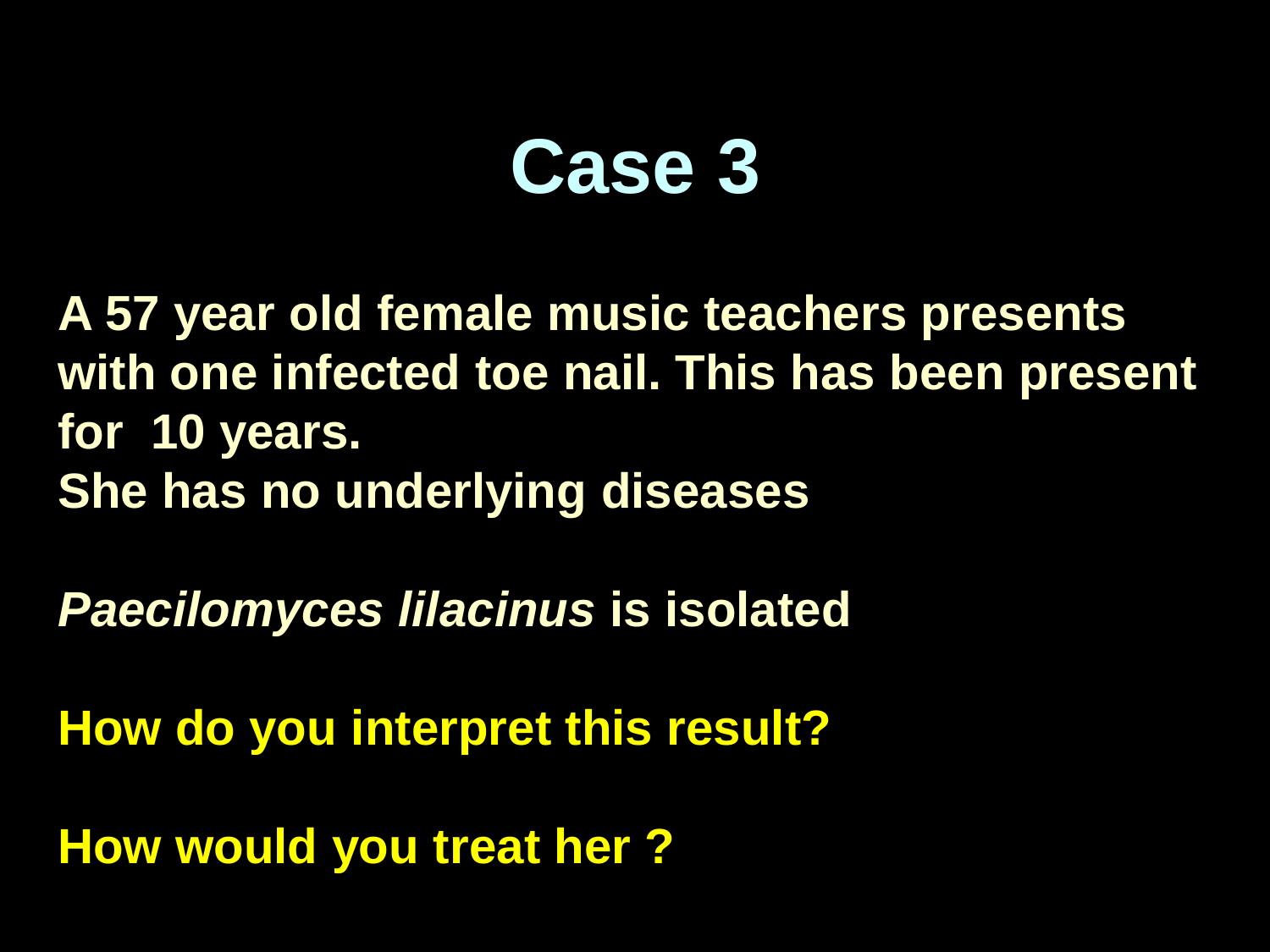# Case 3

A 57 year old female music teachers presents with one infected toe nail. This has been present for  10 years.
She has no underlying diseases

*Paecilomyces lilacinus* is isolated

How do you interpret this result?

How would you treat her ?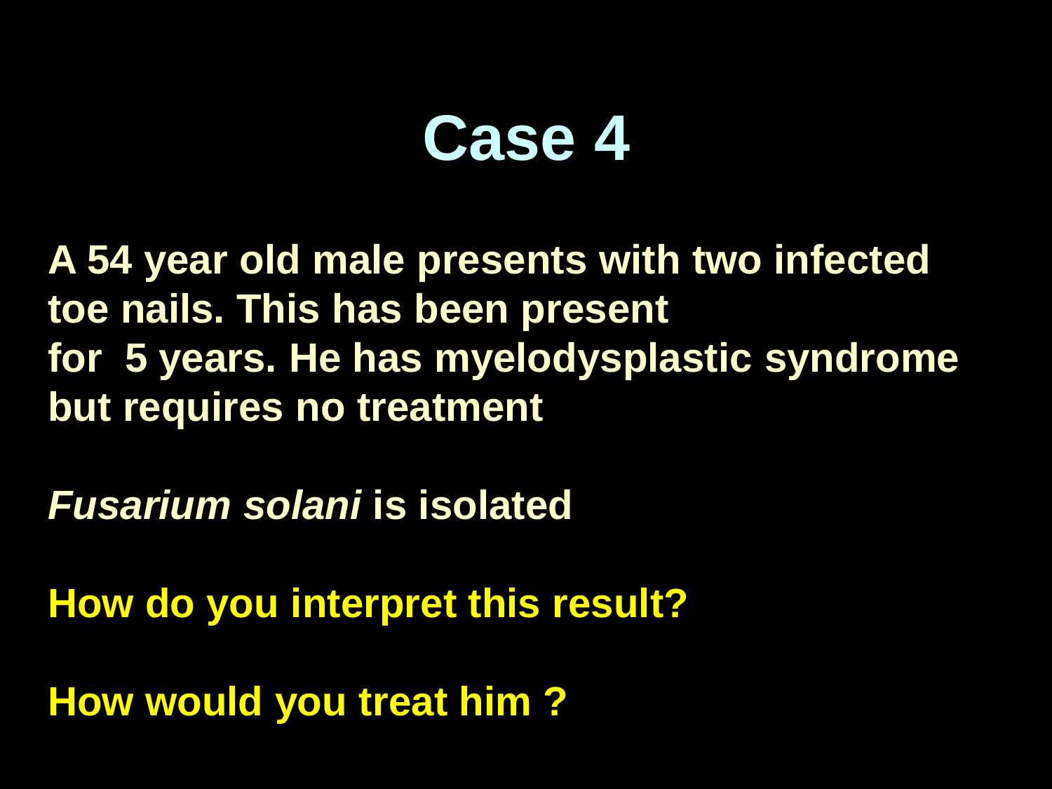# Case 4

**A 54 year old male presents with two infected toe nails. This has been present for 5 years. He has myelodysplastic syndrome but requires no treatment**

***Fusarium solani*** **is isolated**

**How do you interpret this result?**

**How would you treat him ?**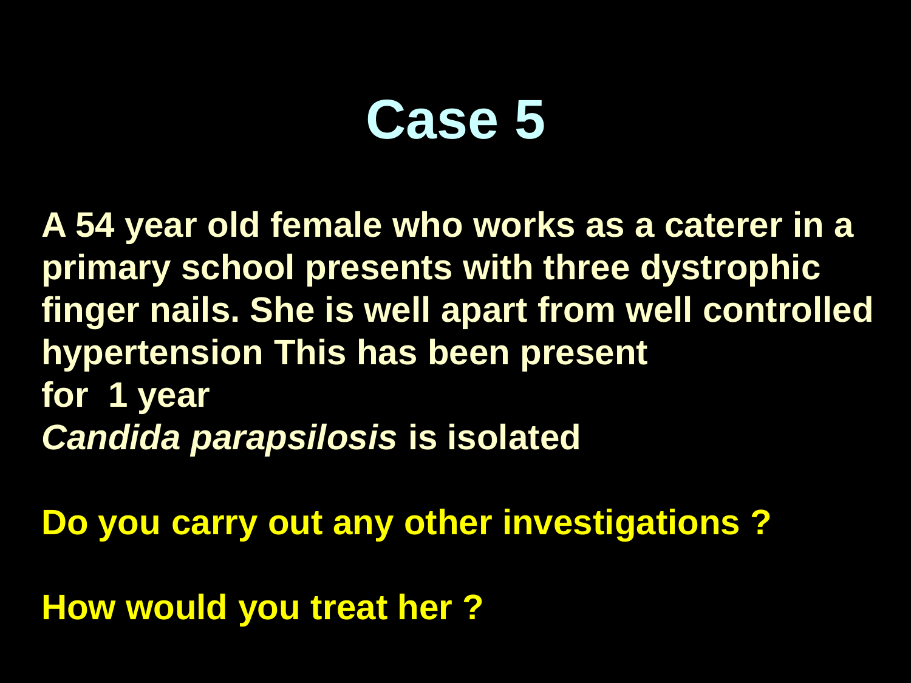# Case 5

**A 54 year old female who works as a caterer in a primary school presents with three dystrophic finger nails. She is well apart from well controlled hypertension This has been present for 1 year**
***Candida parapsilosis*** **is isolated**

**Do you carry out any other investigations ?**

**How would you treat her ?**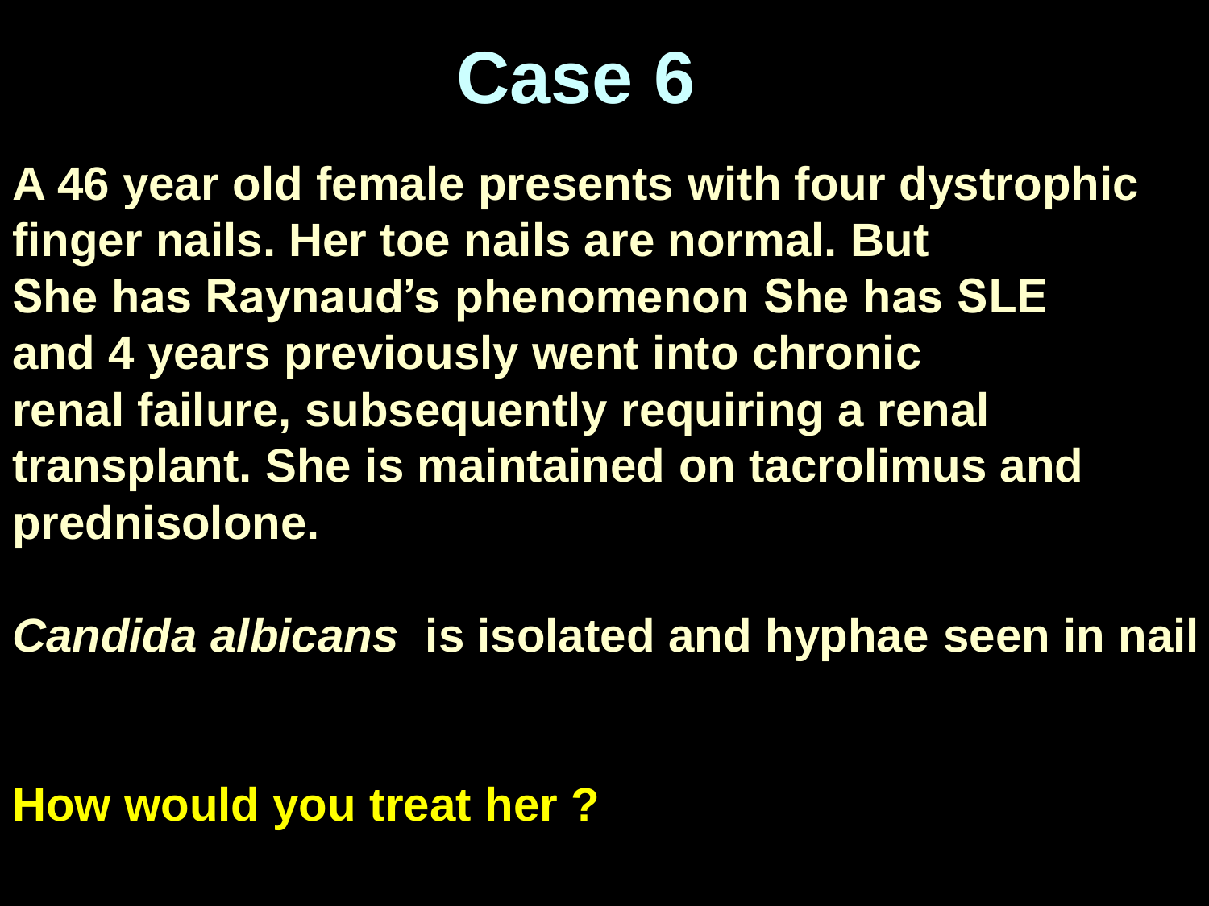# Case 6

**A 46 year old female presents with four dystrophic finger nails. Her toe nails are normal. But She has Raynaud's phenomenon She has SLE and 4 years previously went into chronic renal failure, subsequently requiring a renal transplant. She is maintained on tacrolimus and prednisolone.**

***Candida albicans*** **is isolated and hyphae seen in nail**

**How would you treat her ?**